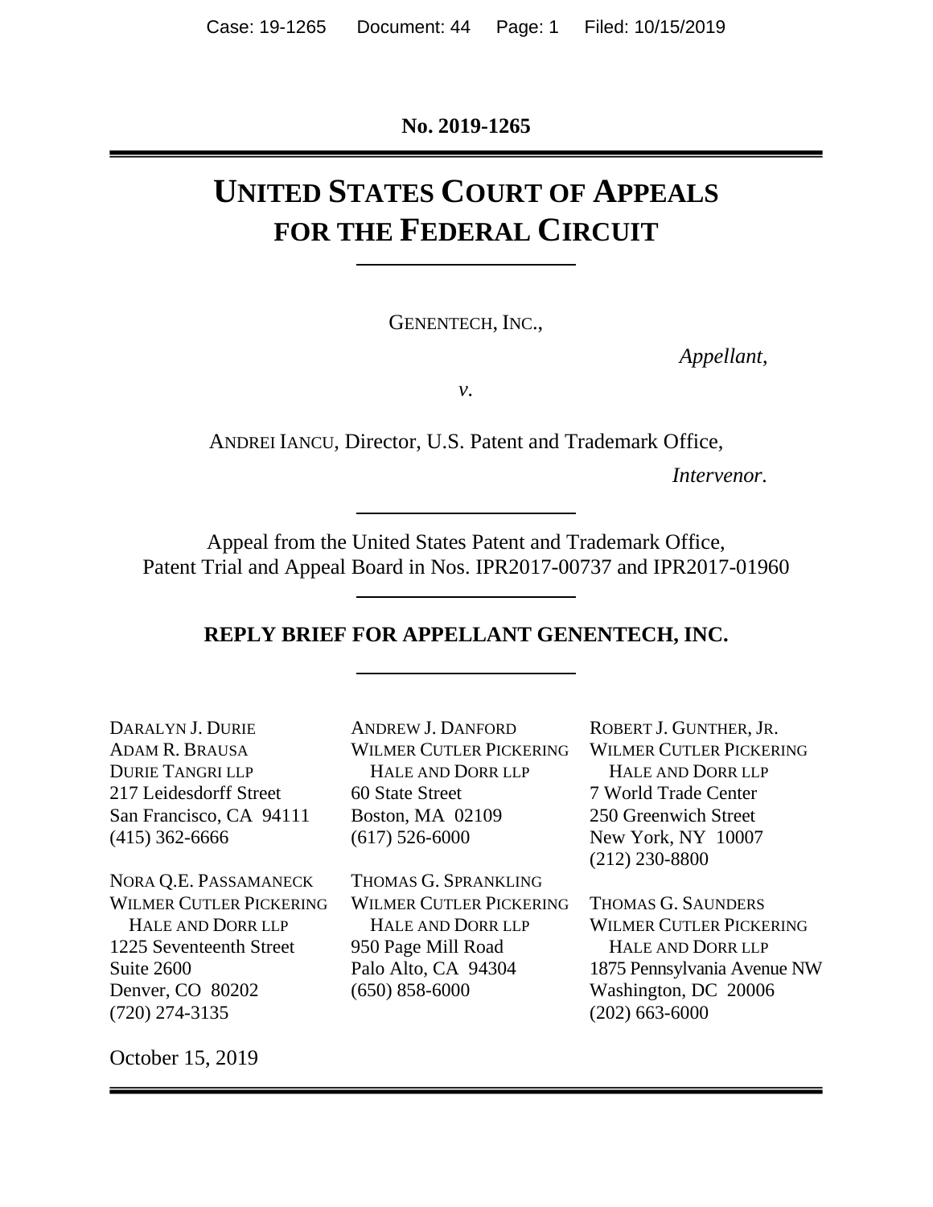No. 2019-1265

# UNITED STATES COURT OF APPEALS FOR THE FEDERAL CIRCUIT

GENENTECH, INC.,

*Appellant*,

*v.*

ANDREI IANCU, Director, U.S. Patent and Trademark Office,

*Intervenor*.

Appeal from the United States Patent and Trademark Office, Patent Trial and Appeal Board in Nos. IPR2017-00737 and IPR2017-01960

## REPLY BRIEF FOR APPELLANT GENENTECH, INC.

DARALYN J. DURIE
ADAM R. BRAUSA
DURIE TANGRI LLP
217 Leidesdorff Street
San Francisco, CA 94111
(415) 362-6666

NORA Q.E. PASSAMANECK
WILMER CUTLER PICKERING HALE AND DORR LLP
1225 Seventeenth Street
Suite 2600
Denver, CO 80202
(720) 274-3135

ANDREW J. DANFORD
WILMER CUTLER PICKERING HALE AND DORR LLP
60 State Street
Boston, MA 02109
(617) 526-6000

THOMAS G. SPRANKLING
WILMER CUTLER PICKERING HALE AND DORR LLP
950 Page Mill Road
Palo Alto, CA 94304
(650) 858-6000

ROBERT J. GUNTHER, JR.
WILMER CUTLER PICKERING HALE AND DORR LLP
7 World Trade Center
250 Greenwich Street
New York, NY 10007
(212) 230-8800

THOMAS G. SAUNDERS
WILMER CUTLER PICKERING HALE AND DORR LLP
1875 Pennsylvania Avenue NW
Washington, DC 20006
(202) 663-6000

October 15, 2019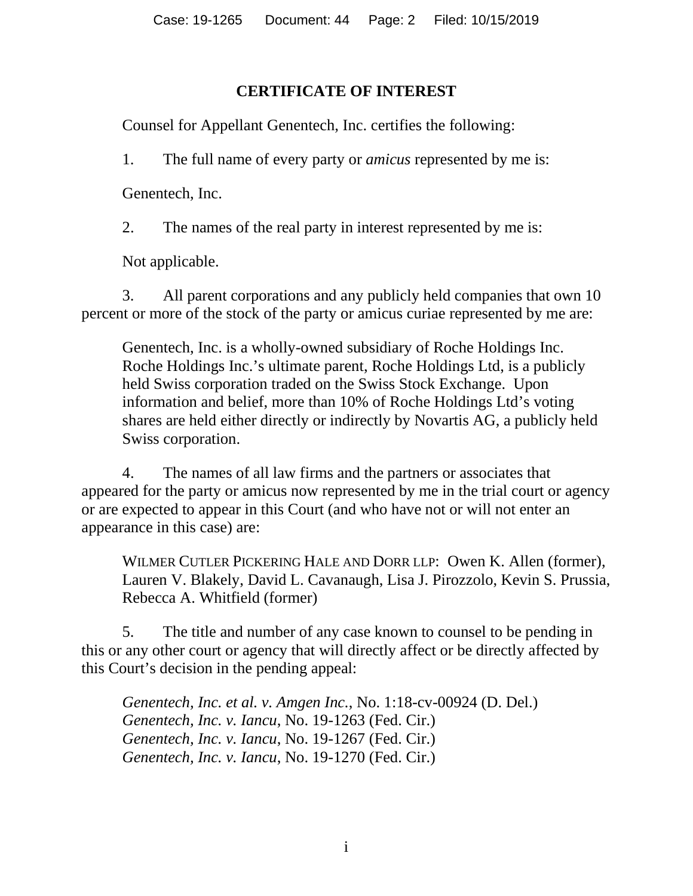## CERTIFICATE OF INTEREST

Counsel for Appellant Genentech, Inc. certifies the following:

1. The full name of every party or *amicus* represented by me is:

Genentech, Inc.

2. The names of the real party in interest represented by me is:

Not applicable.

3. All parent corporations and any publicly held companies that own 10 percent or more of the stock of the party or amicus curiae represented by me are:

Genentech, Inc. is a wholly-owned subsidiary of Roche Holdings Inc. Roche Holdings Inc.'s ultimate parent, Roche Holdings Ltd, is a publicly held Swiss corporation traded on the Swiss Stock Exchange. Upon information and belief, more than 10% of Roche Holdings Ltd's voting shares are held either directly or indirectly by Novartis AG, a publicly held Swiss corporation.

4. The names of all law firms and the partners or associates that appeared for the party or amicus now represented by me in the trial court or agency or are expected to appear in this Court (and who have not or will not enter an appearance in this case) are:

WILMER CUTLER PICKERING HALE AND DORR LLP: Owen K. Allen (former), Lauren V. Blakely, David L. Cavanaugh, Lisa J. Pirozzolo, Kevin S. Prussia, Rebecca A. Whitfield (former)

5. The title and number of any case known to counsel to be pending in this or any other court or agency that will directly affect or be directly affected by this Court's decision in the pending appeal:

*Genentech, Inc. et al. v. Amgen Inc.*, No. 1:18-cv-00924 (D. Del.)
*Genentech, Inc. v. Iancu*, No. 19-1263 (Fed. Cir.)
*Genentech, Inc. v. Iancu*, No. 19-1267 (Fed. Cir.)
*Genentech, Inc. v. Iancu*, No. 19-1270 (Fed. Cir.)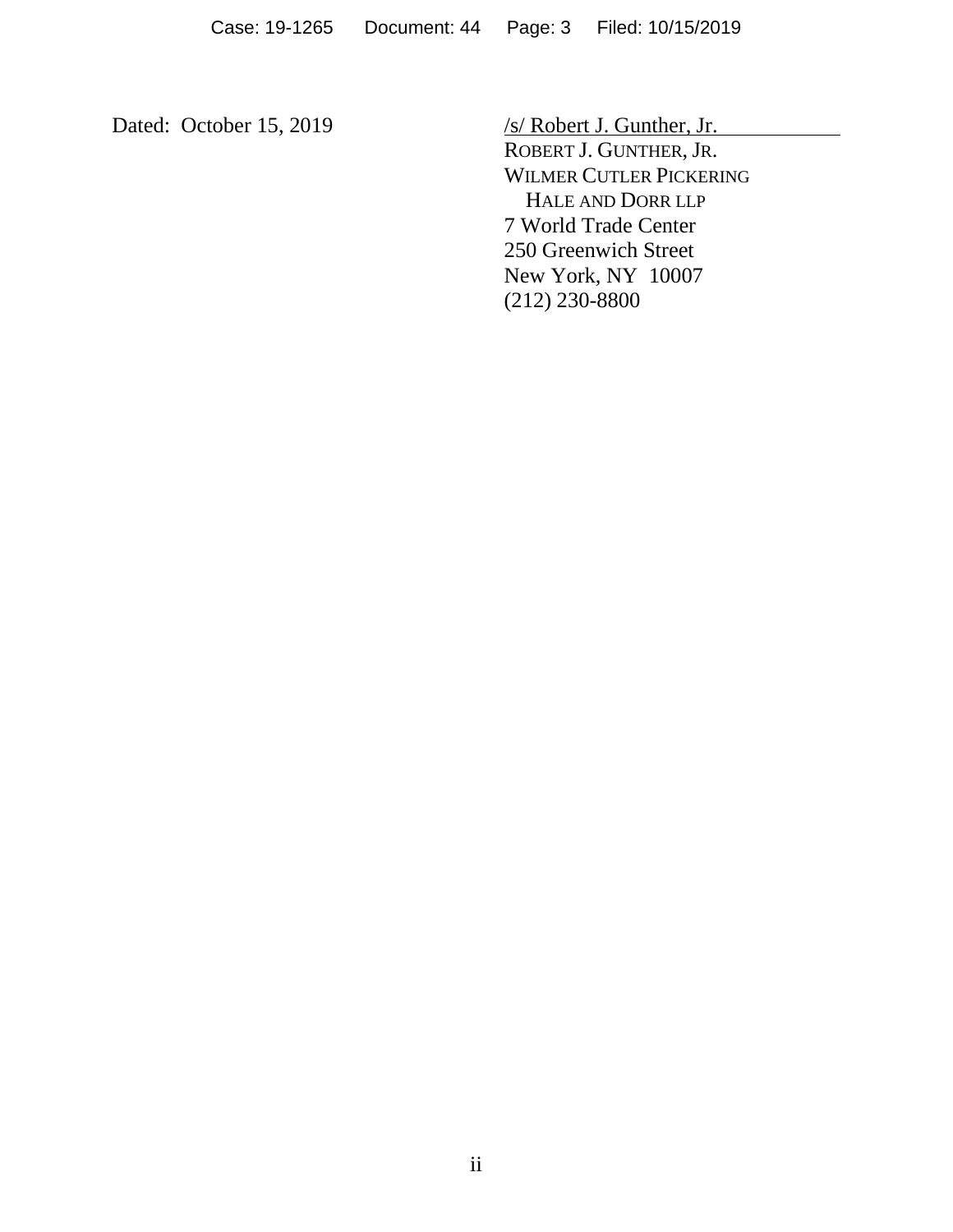Dated: October 15, 2019

/s/ Robert J. Gunther, Jr.
ROBERT J. GUNTHER, JR.
WILMER CUTLER PICKERING
HALE AND DORR LLP
7 World Trade Center
250 Greenwich Street
New York, NY 10007
(212) 230-8800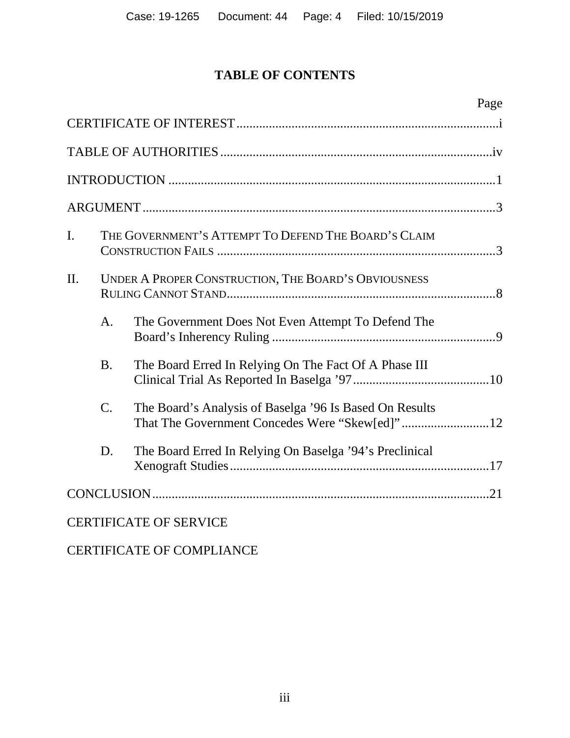# TABLE OF CONTENTS

| | Page |
|---|---|
| CERTIFICATE OF INTEREST | i |
| TABLE OF AUTHORITIES | iv |
| INTRODUCTION | 1 |
| ARGUMENT | 3 |
| I. THE GOVERNMENT'S ATTEMPT TO DEFEND THE BOARD'S CLAIM CONSTRUCTION FAILS | 3 |
| II. UNDER A PROPER CONSTRUCTION, THE BOARD'S OBVIOUSNESS RULING CANNOT STAND | 8 |
| A. The Government Does Not Even Attempt To Defend The Board's Inherency Ruling | 9 |
| B. The Board Erred In Relying On The Fact Of A Phase III Clinical Trial As Reported In Baselga '97 | 10 |
| C. The Board's Analysis of Baselga '96 Is Based On Results That The Government Concedes Were "Skew[ed]" | 12 |
| D. The Board Erred In Relying On Baselga '94's Preclinical Xenograft Studies | 17 |
| CONCLUSION | 21 |
| CERTIFICATE OF SERVICE | |
| CERTIFICATE OF COMPLIANCE | |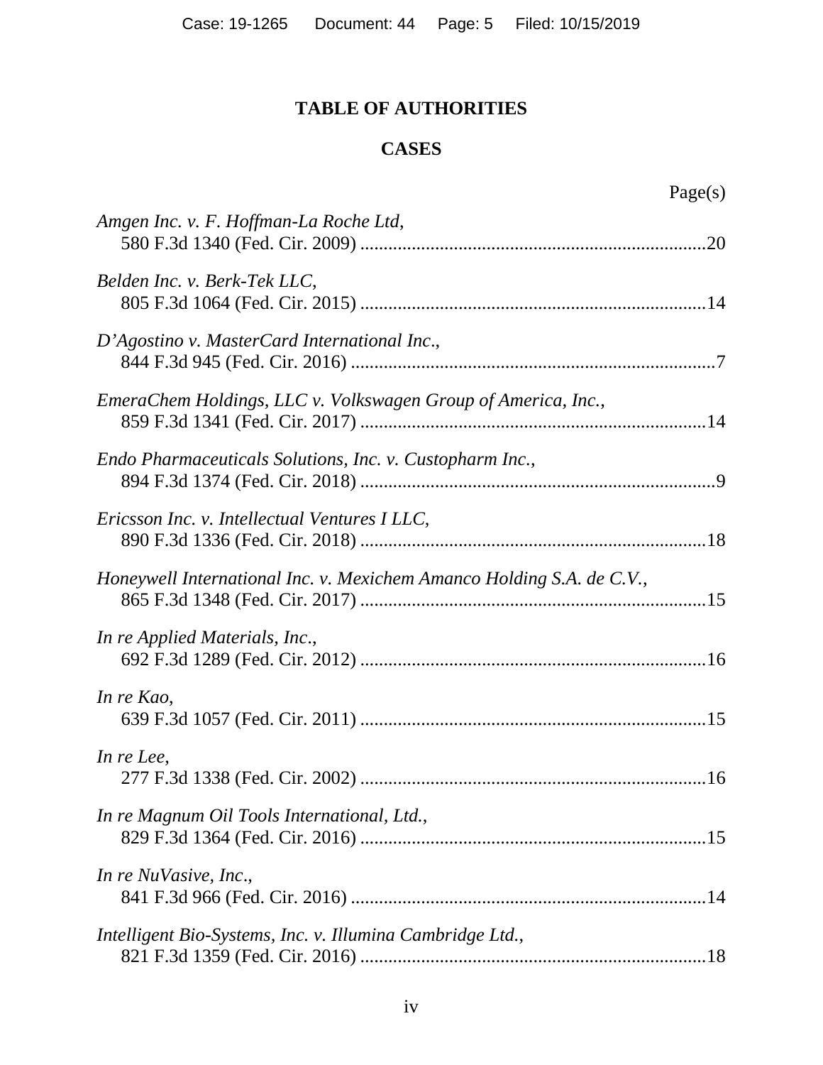# TABLE OF AUTHORITIES

## CASES

Page(s)

*Amgen Inc. v. F. Hoffman-La Roche Ltd*,
580 F.3d 1340 (Fed. Cir. 2009) ..........................................................................20

*Belden Inc. v. Berk-Tek LLC*,
805 F.3d 1064 (Fed. Cir. 2015) ..........................................................................14

*D'Agostino v. MasterCard International Inc*.,
844 F.3d 945 (Fed. Cir. 2016) ..............................................................................7

*EmeraChem Holdings, LLC v. Volkswagen Group of America, Inc.*,
859 F.3d 1341 (Fed. Cir. 2017) ..........................................................................14

*Endo Pharmaceuticals Solutions, Inc. v. Custopharm Inc.*,
894 F.3d 1374 (Fed. Cir. 2018) ............................................................................9

*Ericsson Inc. v. Intellectual Ventures I LLC*,
890 F.3d 1336 (Fed. Cir. 2018) ..........................................................................18

*Honeywell International Inc. v. Mexichem Amanco Holding S.A. de C.V.*,
865 F.3d 1348 (Fed. Cir. 2017) ..........................................................................15

*In re Applied Materials, Inc*.,
692 F.3d 1289 (Fed. Cir. 2012) ..........................................................................16

*In re Kao*,
639 F.3d 1057 (Fed. Cir. 2011) ..........................................................................15

*In re Lee*,
277 F.3d 1338 (Fed. Cir. 2002) ..........................................................................16

*In re Magnum Oil Tools International, Ltd.*,
829 F.3d 1364 (Fed. Cir. 2016) ..........................................................................15

*In re NuVasive, Inc*.,
841 F.3d 966 (Fed. Cir. 2016) ............................................................................14

*Intelligent Bio-Systems, Inc. v. Illumina Cambridge Ltd.*,
821 F.3d 1359 (Fed. Cir. 2016) ..........................................................................18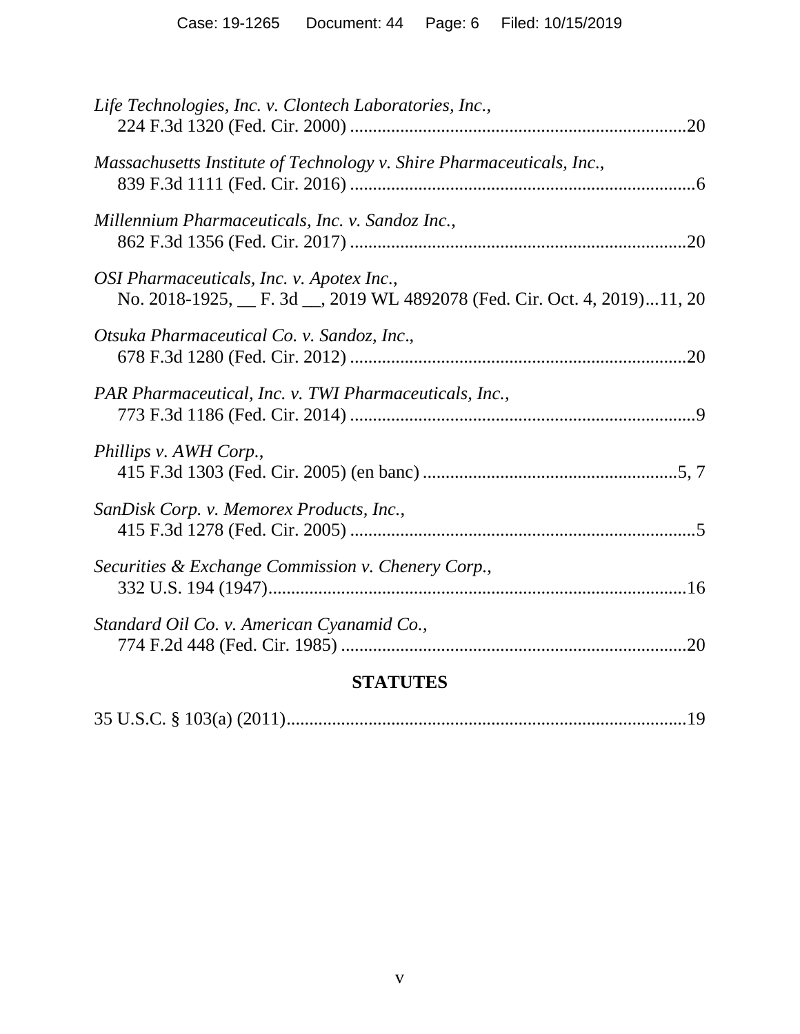*Life Technologies, Inc. v. Clontech Laboratories, Inc.*,
224 F.3d 1320 (Fed. Cir. 2000) ........................................................................20

*Massachusetts Institute of Technology v. Shire Pharmaceuticals, Inc.*,
839 F.3d 1111 (Fed. Cir. 2016) ..........................................................................6

*Millennium Pharmaceuticals, Inc. v. Sandoz Inc.*,
862 F.3d 1356 (Fed. Cir. 2017) ........................................................................20

*OSI Pharmaceuticals, Inc. v. Apotex Inc.*,
No. 2018-1925, __ F. 3d __, 2019 WL 4892078 (Fed. Cir. Oct. 4, 2019)...11, 20

*Otsuka Pharmaceutical Co. v. Sandoz, Inc*.,
678 F.3d 1280 (Fed. Cir. 2012) ........................................................................20

*PAR Pharmaceutical, Inc. v. TWI Pharmaceuticals, Inc.*,
773 F.3d 1186 (Fed. Cir. 2014) ..........................................................................9

*Phillips v. AWH Corp.*,
415 F.3d 1303 (Fed. Cir. 2005) (en banc) ......................................................5, 7

*SanDisk Corp. v. Memorex Products, Inc.*,
415 F.3d 1278 (Fed. Cir. 2005) ..........................................................................5

*Securities & Exchange Commission v. Chenery Corp.*,
332 U.S. 194 (1947)..........................................................................................16

*Standard Oil Co. v. American Cyanamid Co.*,
774 F.2d 448 (Fed. Cir. 1985) ..........................................................................20

## STATUTES

35 U.S.C. § 103(a) (2011)......................................................................................19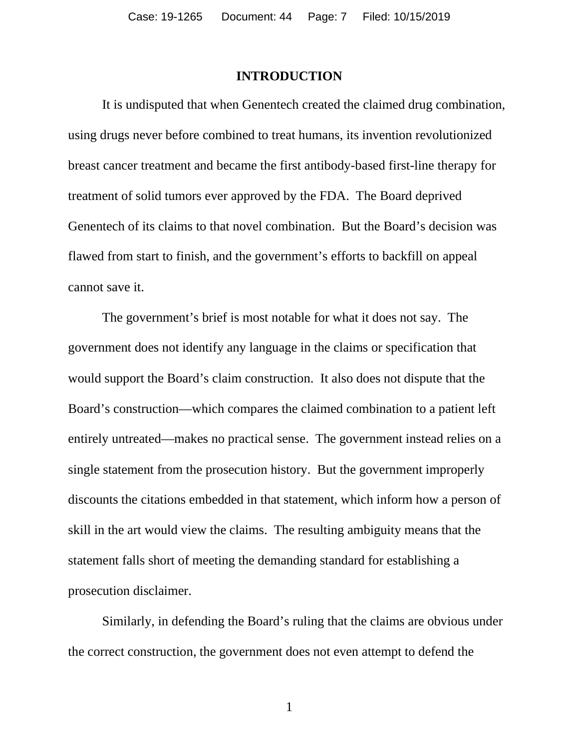## INTRODUCTION

It is undisputed that when Genentech created the claimed drug combination, using drugs never before combined to treat humans, its invention revolutionized breast cancer treatment and became the first antibody-based first-line therapy for treatment of solid tumors ever approved by the FDA. The Board deprived Genentech of its claims to that novel combination. But the Board's decision was flawed from start to finish, and the government's efforts to backfill on appeal cannot save it.

The government's brief is most notable for what it does not say. The government does not identify any language in the claims or specification that would support the Board's claim construction. It also does not dispute that the Board's construction—which compares the claimed combination to a patient left entirely untreated—makes no practical sense. The government instead relies on a single statement from the prosecution history. But the government improperly discounts the citations embedded in that statement, which inform how a person of skill in the art would view the claims. The resulting ambiguity means that the statement falls short of meeting the demanding standard for establishing a prosecution disclaimer.

Similarly, in defending the Board's ruling that the claims are obvious under the correct construction, the government does not even attempt to defend the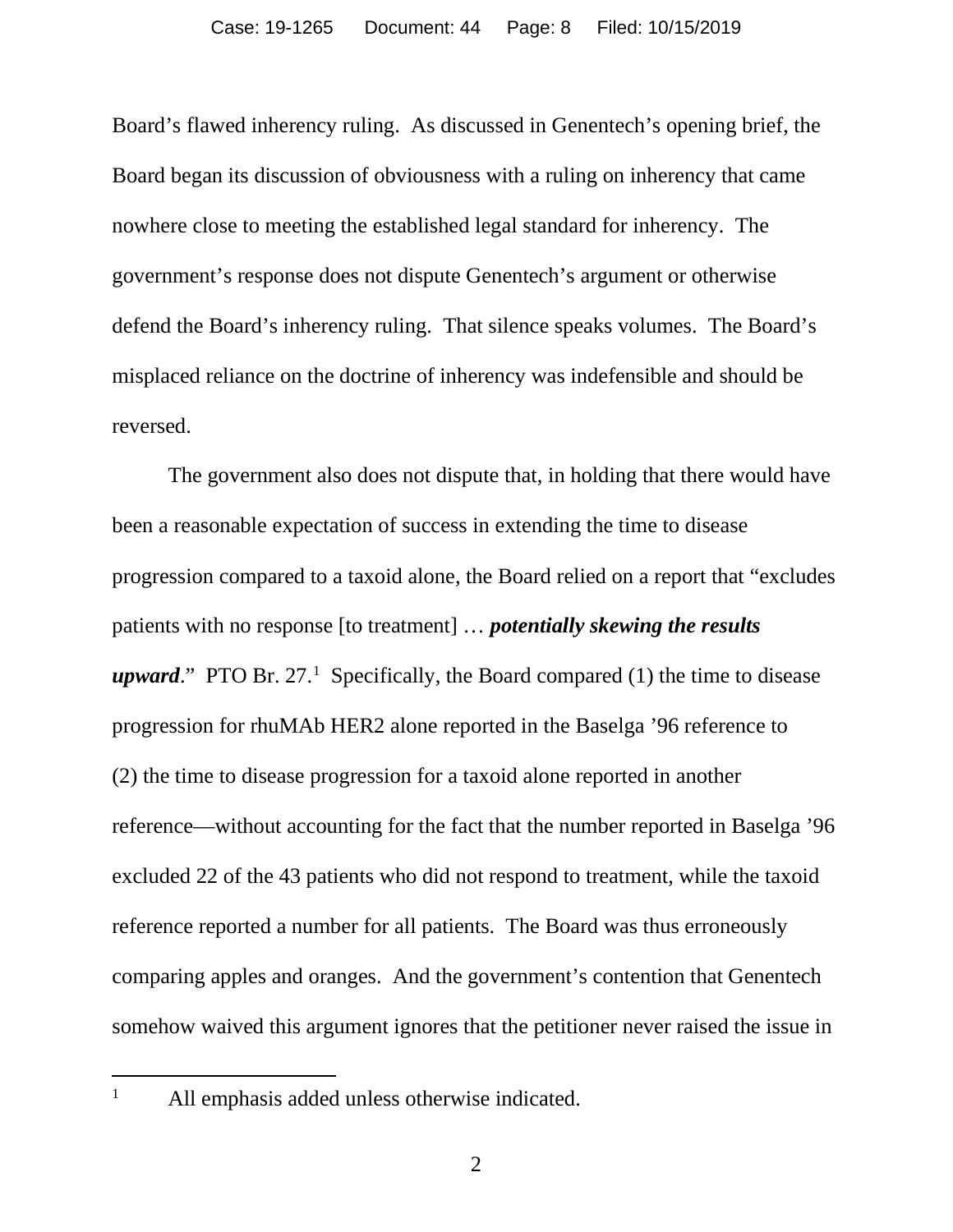Board's flawed inherency ruling. As discussed in Genentech's opening brief, the Board began its discussion of obviousness with a ruling on inherency that came nowhere close to meeting the established legal standard for inherency. The government's response does not dispute Genentech's argument or otherwise defend the Board's inherency ruling. That silence speaks volumes. The Board's misplaced reliance on the doctrine of inherency was indefensible and should be reversed.

The government also does not dispute that, in holding that there would have been a reasonable expectation of success in extending the time to disease progression compared to a taxoid alone, the Board relied on a report that "excludes patients with no response [to treatment] … ***potentially skewing the results upward***." PTO Br. 27.[1] Specifically, the Board compared (1) the time to disease progression for rhuMAb HER2 alone reported in the Baselga '96 reference to (2) the time to disease progression for a taxoid alone reported in another reference—without accounting for the fact that the number reported in Baselga '96 excluded 22 of the 43 patients who did not respond to treatment, while the taxoid reference reported a number for all patients. The Board was thus erroneously comparing apples and oranges. And the government's contention that Genentech somehow waived this argument ignores that the petitioner never raised the issue in

---

[1] All emphasis added unless otherwise indicated.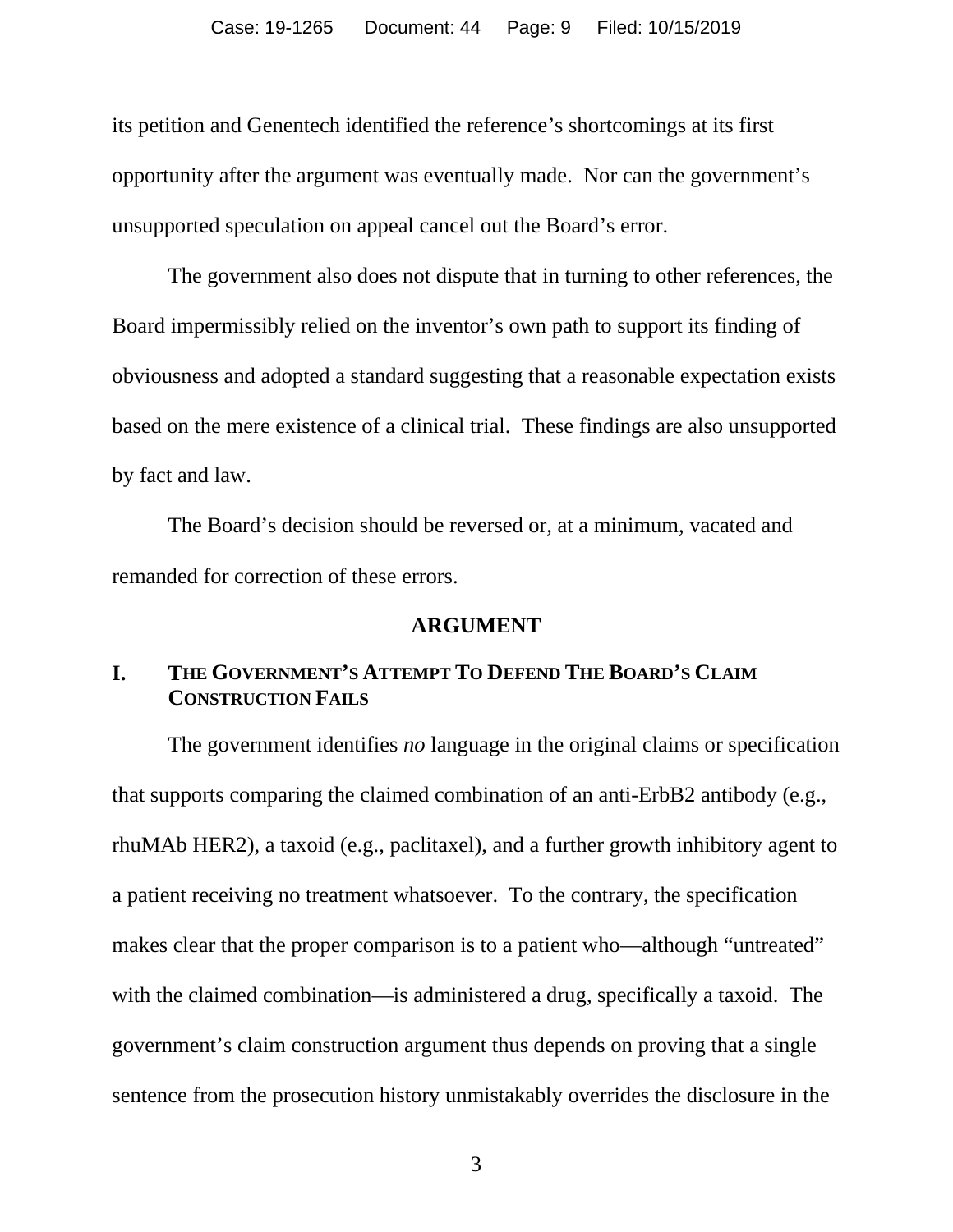its petition and Genentech identified the reference's shortcomings at its first opportunity after the argument was eventually made. Nor can the government's unsupported speculation on appeal cancel out the Board's error.

The government also does not dispute that in turning to other references, the Board impermissibly relied on the inventor's own path to support its finding of obviousness and adopted a standard suggesting that a reasonable expectation exists based on the mere existence of a clinical trial. These findings are also unsupported by fact and law.

The Board's decision should be reversed or, at a minimum, vacated and remanded for correction of these errors.

## ARGUMENT

### I. THE GOVERNMENT'S ATTEMPT TO DEFEND THE BOARD'S CLAIM CONSTRUCTION FAILS

The government identifies *no* language in the original claims or specification that supports comparing the claimed combination of an anti-ErbB2 antibody (e.g., rhuMAb HER2), a taxoid (e.g., paclitaxel), and a further growth inhibitory agent to a patient receiving no treatment whatsoever. To the contrary, the specification makes clear that the proper comparison is to a patient who—although "untreated" with the claimed combination—is administered a drug, specifically a taxoid. The government's claim construction argument thus depends on proving that a single sentence from the prosecution history unmistakably overrides the disclosure in the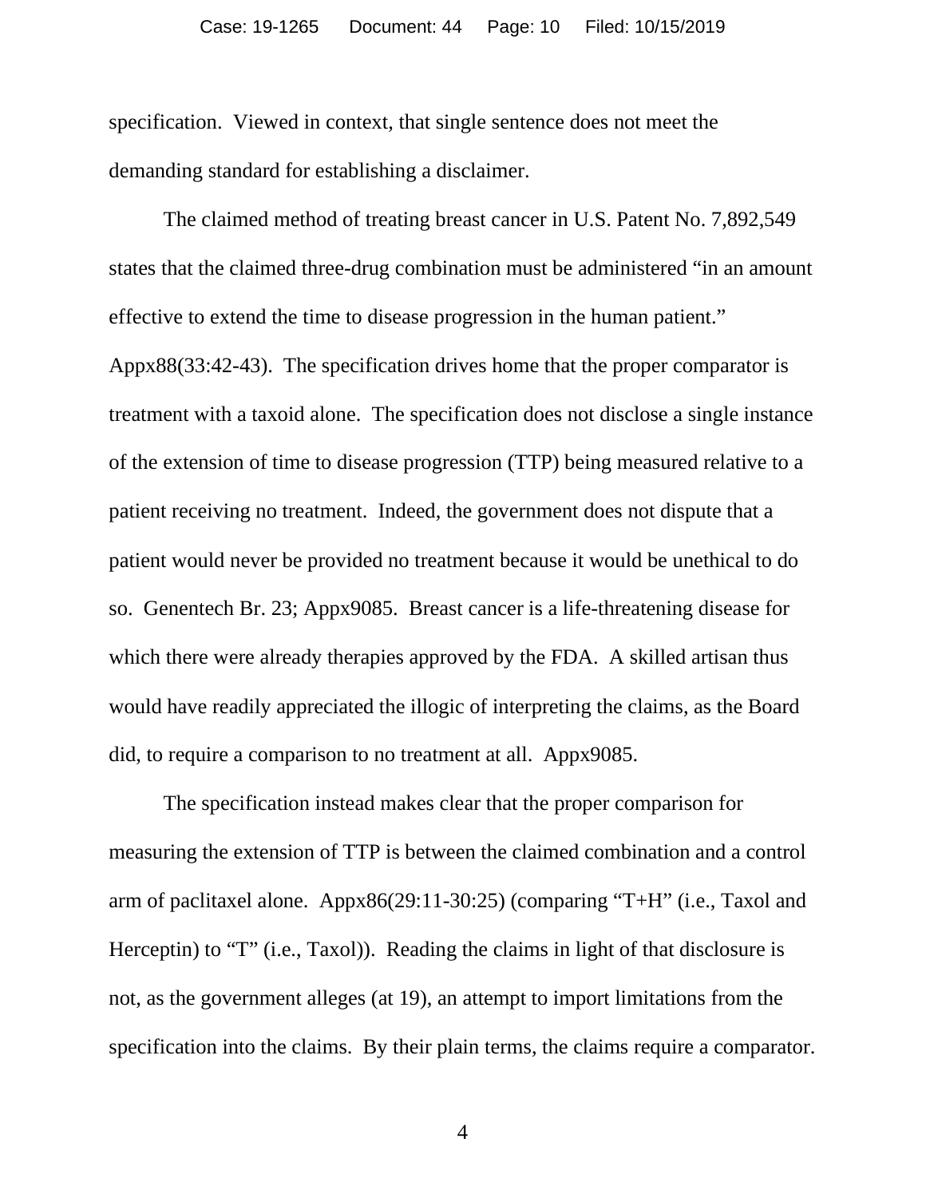specification. Viewed in context, that single sentence does not meet the demanding standard for establishing a disclaimer.

The claimed method of treating breast cancer in U.S. Patent No. 7,892,549 states that the claimed three-drug combination must be administered "in an amount effective to extend the time to disease progression in the human patient." Appx88(33:42-43). The specification drives home that the proper comparator is treatment with a taxoid alone. The specification does not disclose a single instance of the extension of time to disease progression (TTP) being measured relative to a patient receiving no treatment. Indeed, the government does not dispute that a patient would never be provided no treatment because it would be unethical to do so. Genentech Br. 23; Appx9085. Breast cancer is a life-threatening disease for which there were already therapies approved by the FDA. A skilled artisan thus would have readily appreciated the illogic of interpreting the claims, as the Board did, to require a comparison to no treatment at all. Appx9085.

The specification instead makes clear that the proper comparison for measuring the extension of TTP is between the claimed combination and a control arm of paclitaxel alone. Appx86(29:11-30:25) (comparing "T+H" (i.e., Taxol and Herceptin) to "T" (i.e., Taxol)). Reading the claims in light of that disclosure is not, as the government alleges (at 19), an attempt to import limitations from the specification into the claims. By their plain terms, the claims require a comparator.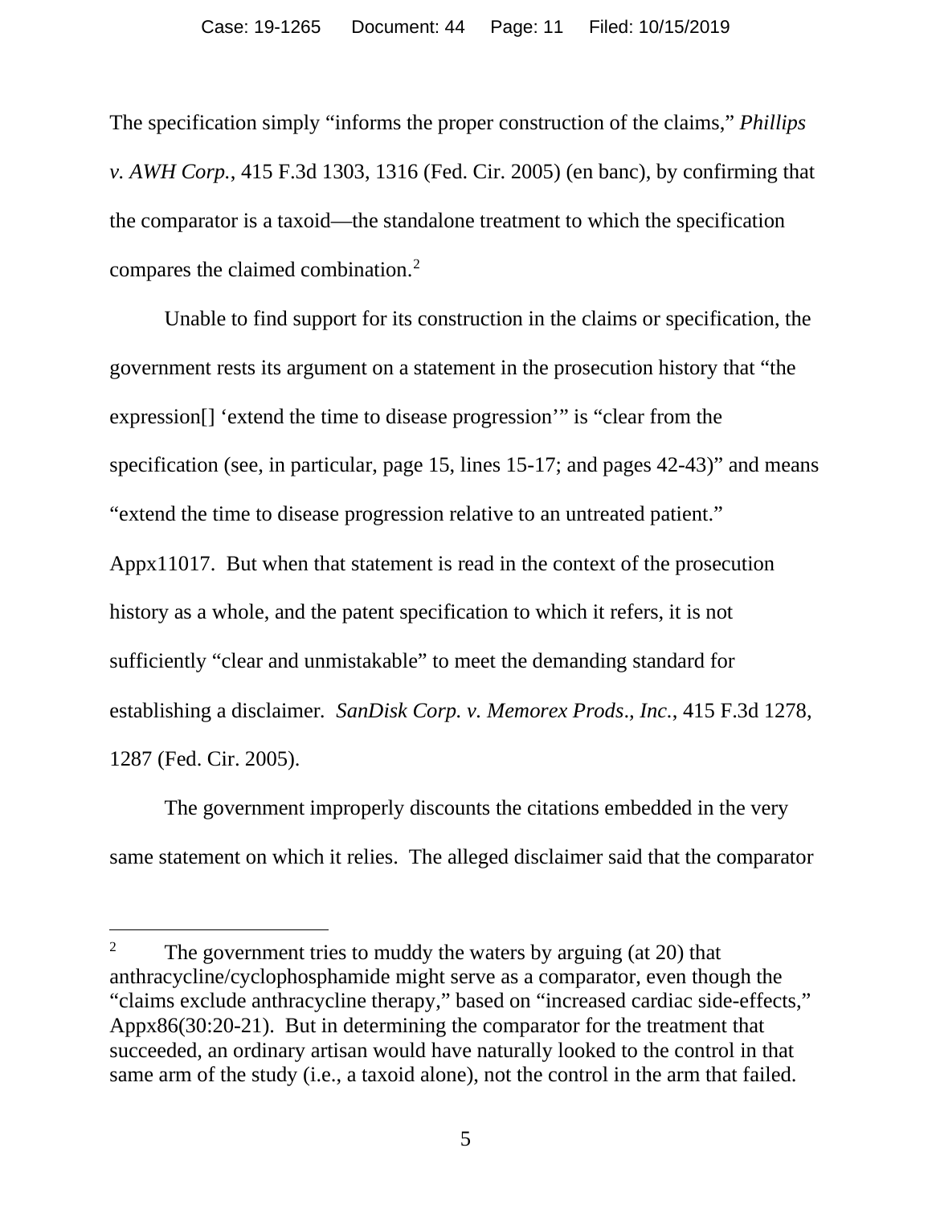The specification simply "informs the proper construction of the claims," *Phillips v. AWH Corp.*, 415 F.3d 1303, 1316 (Fed. Cir. 2005) (en banc), by confirming that the comparator is a taxoid—the standalone treatment to which the specification compares the claimed combination.[2]

Unable to find support for its construction in the claims or specification, the government rests its argument on a statement in the prosecution history that "the expression[] 'extend the time to disease progression'" is "clear from the specification (see, in particular, page 15, lines 15-17; and pages 42-43)" and means "extend the time to disease progression relative to an untreated patient." Appx11017. But when that statement is read in the context of the prosecution history as a whole, and the patent specification to which it refers, it is not sufficiently "clear and unmistakable" to meet the demanding standard for establishing a disclaimer. *SanDisk Corp. v. Memorex Prods., Inc.*, 415 F.3d 1278, 1287 (Fed. Cir. 2005).

The government improperly discounts the citations embedded in the very same statement on which it relies. The alleged disclaimer said that the comparator

---

[2] The government tries to muddy the waters by arguing (at 20) that anthracycline/cyclophosphamide might serve as a comparator, even though the "claims exclude anthracycline therapy," based on "increased cardiac side-effects," Appx86(30:20-21). But in determining the comparator for the treatment that succeeded, an ordinary artisan would have naturally looked to the control in that same arm of the study (i.e., a taxoid alone), not the control in the arm that failed.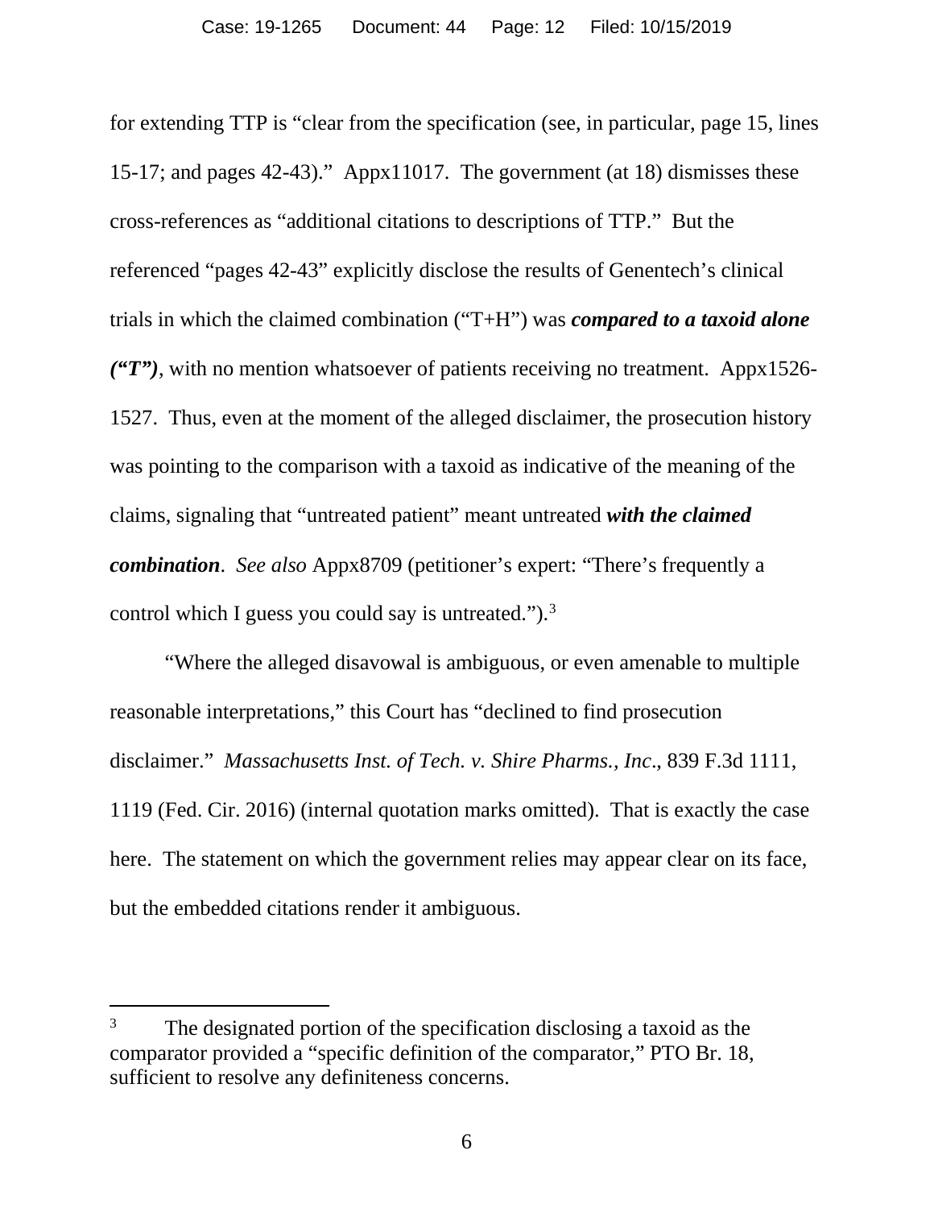for extending TTP is "clear from the specification (see, in particular, page 15, lines 15-17; and pages 42-43)." Appx11017. The government (at 18) dismisses these cross-references as "additional citations to descriptions of TTP." But the referenced "pages 42-43" explicitly disclose the results of Genentech's clinical trials in which the claimed combination ("T+H") was ***compared to a taxoid alone ("T")***, with no mention whatsoever of patients receiving no treatment. Appx1526-1527. Thus, even at the moment of the alleged disclaimer, the prosecution history was pointing to the comparison with a taxoid as indicative of the meaning of the claims, signaling that "untreated patient" meant untreated ***with the claimed combination***. *See also* Appx8709 (petitioner's expert: "There's frequently a control which I guess you could say is untreated.").[3]

"Where the alleged disavowal is ambiguous, or even amenable to multiple reasonable interpretations," this Court has "declined to find prosecution disclaimer." *Massachusetts Inst. of Tech. v. Shire Pharms., Inc*., 839 F.3d 1111, 1119 (Fed. Cir. 2016) (internal quotation marks omitted). That is exactly the case here. The statement on which the government relies may appear clear on its face, but the embedded citations render it ambiguous.

---

[3] The designated portion of the specification disclosing a taxoid as the comparator provided a "specific definition of the comparator," PTO Br. 18, sufficient to resolve any definiteness concerns.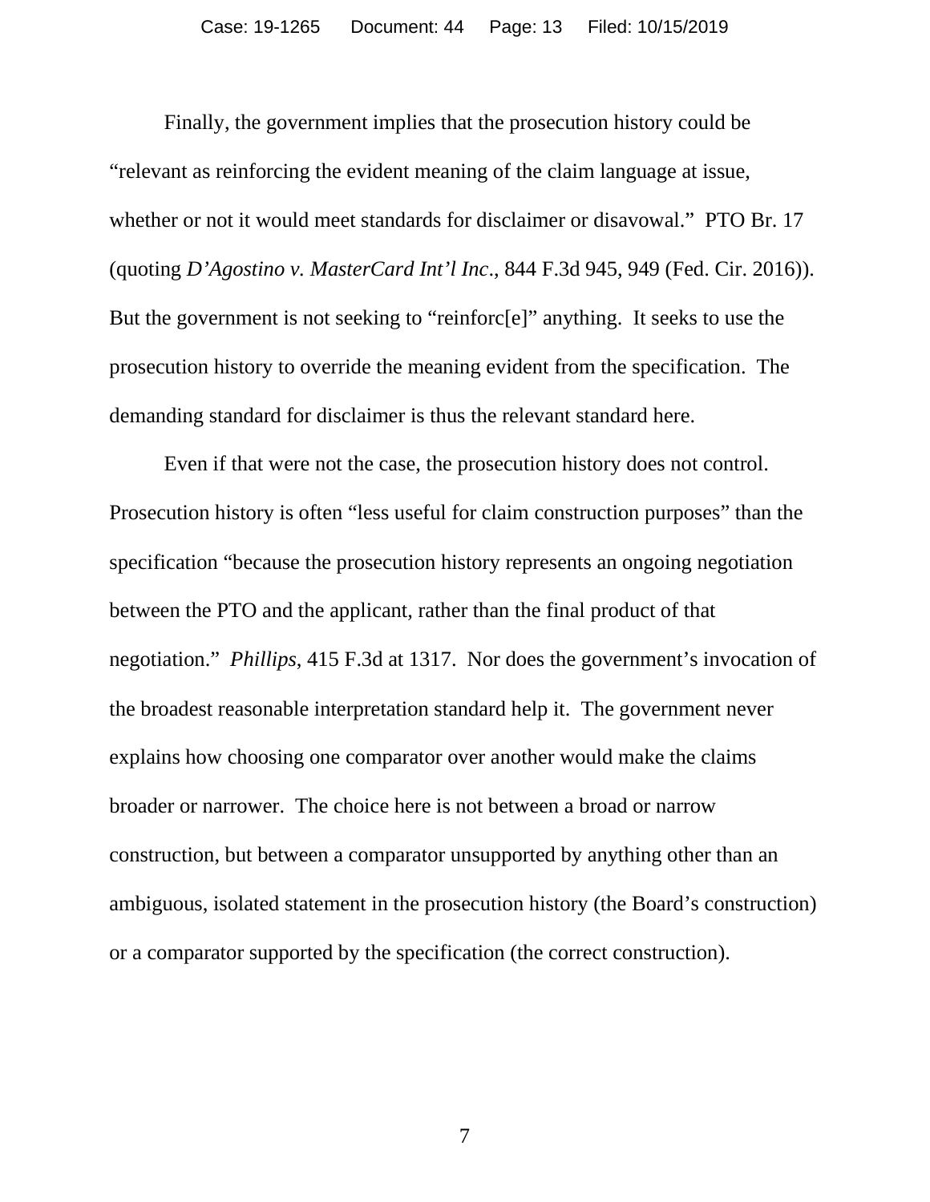Finally, the government implies that the prosecution history could be "relevant as reinforcing the evident meaning of the claim language at issue, whether or not it would meet standards for disclaimer or disavowal." PTO Br. 17 (quoting *D'Agostino v. MasterCard Int'l Inc*., 844 F.3d 945, 949 (Fed. Cir. 2016)). But the government is not seeking to "reinforc[e]" anything. It seeks to use the prosecution history to override the meaning evident from the specification. The demanding standard for disclaimer is thus the relevant standard here.

Even if that were not the case, the prosecution history does not control. Prosecution history is often "less useful for claim construction purposes" than the specification "because the prosecution history represents an ongoing negotiation between the PTO and the applicant, rather than the final product of that negotiation." *Phillips*, 415 F.3d at 1317. Nor does the government's invocation of the broadest reasonable interpretation standard help it. The government never explains how choosing one comparator over another would make the claims broader or narrower. The choice here is not between a broad or narrow construction, but between a comparator unsupported by anything other than an ambiguous, isolated statement in the prosecution history (the Board's construction) or a comparator supported by the specification (the correct construction).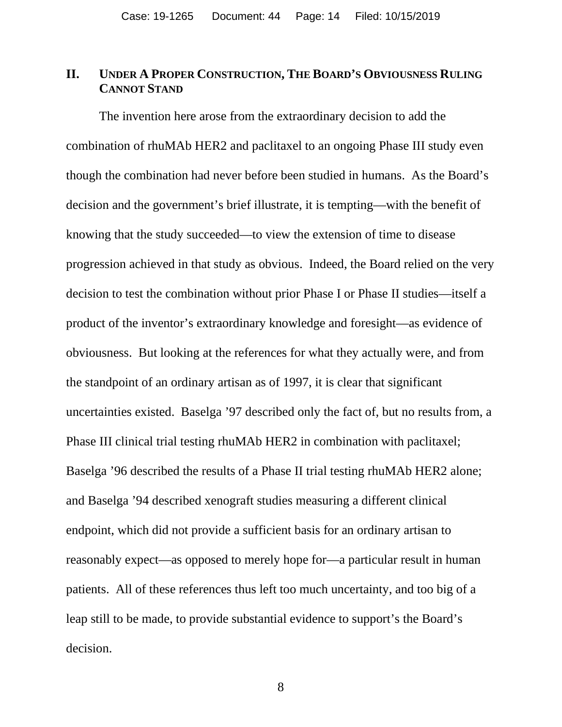## II. UNDER A PROPER CONSTRUCTION, THE BOARD'S OBVIOUSNESS RULING CANNOT STAND

The invention here arose from the extraordinary decision to add the combination of rhuMAb HER2 and paclitaxel to an ongoing Phase III study even though the combination had never before been studied in humans. As the Board's decision and the government's brief illustrate, it is tempting—with the benefit of knowing that the study succeeded—to view the extension of time to disease progression achieved in that study as obvious. Indeed, the Board relied on the very decision to test the combination without prior Phase I or Phase II studies—itself a product of the inventor's extraordinary knowledge and foresight—as evidence of obviousness. But looking at the references for what they actually were, and from the standpoint of an ordinary artisan as of 1997, it is clear that significant uncertainties existed. Baselga '97 described only the fact of, but no results from, a Phase III clinical trial testing rhuMAb HER2 in combination with paclitaxel; Baselga '96 described the results of a Phase II trial testing rhuMAb HER2 alone; and Baselga '94 described xenograft studies measuring a different clinical endpoint, which did not provide a sufficient basis for an ordinary artisan to reasonably expect—as opposed to merely hope for—a particular result in human patients. All of these references thus left too much uncertainty, and too big of a leap still to be made, to provide substantial evidence to support's the Board's decision.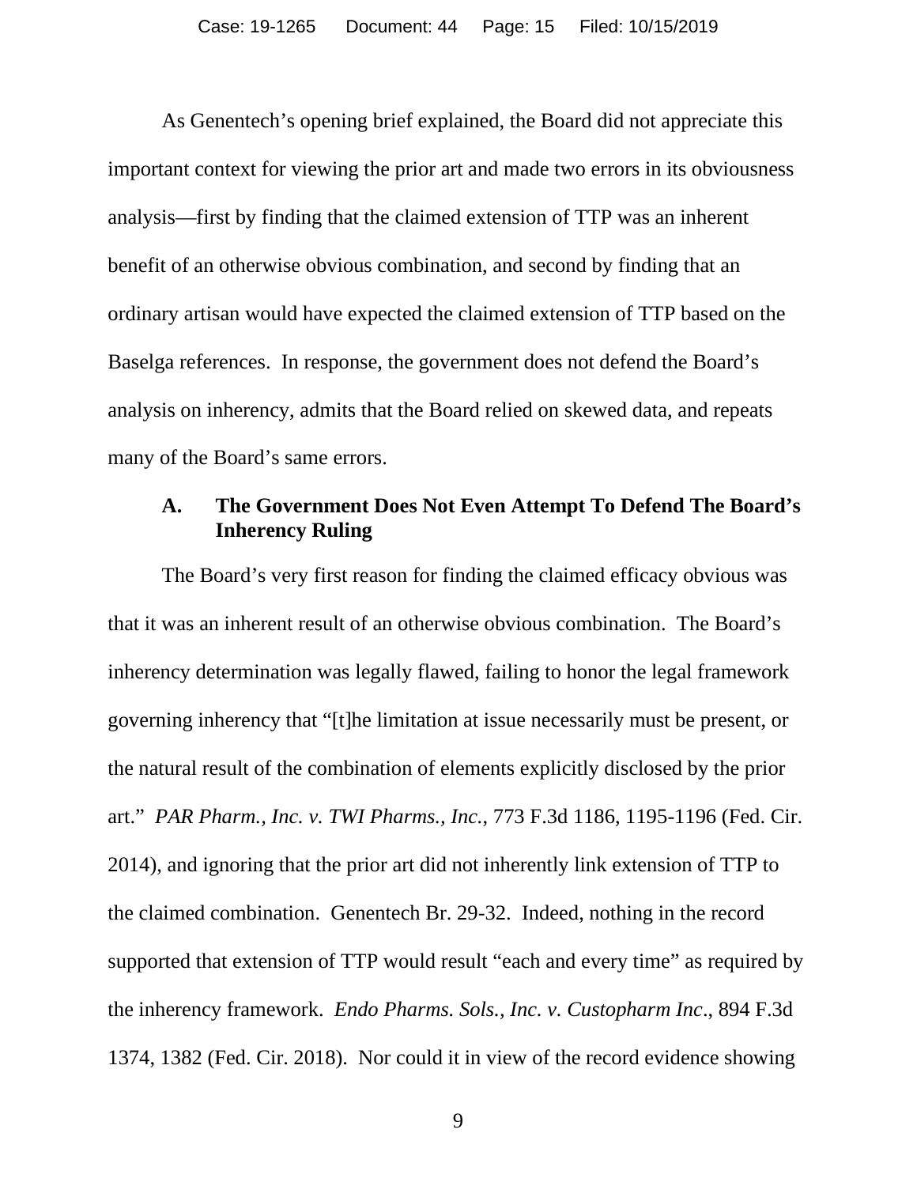As Genentech's opening brief explained, the Board did not appreciate this important context for viewing the prior art and made two errors in its obviousness analysis—first by finding that the claimed extension of TTP was an inherent benefit of an otherwise obvious combination, and second by finding that an ordinary artisan would have expected the claimed extension of TTP based on the Baselga references. In response, the government does not defend the Board's analysis on inherency, admits that the Board relied on skewed data, and repeats many of the Board's same errors.

### A. The Government Does Not Even Attempt To Defend The Board's Inherency Ruling

The Board's very first reason for finding the claimed efficacy obvious was that it was an inherent result of an otherwise obvious combination. The Board's inherency determination was legally flawed, failing to honor the legal framework governing inherency that "[t]he limitation at issue necessarily must be present, or the natural result of the combination of elements explicitly disclosed by the prior art." *PAR Pharm., Inc. v. TWI Pharms., Inc.*, 773 F.3d 1186, 1195-1196 (Fed. Cir. 2014), and ignoring that the prior art did not inherently link extension of TTP to the claimed combination. Genentech Br. 29-32. Indeed, nothing in the record supported that extension of TTP would result "each and every time" as required by the inherency framework. *Endo Pharms. Sols., Inc. v. Custopharm Inc*., 894 F.3d 1374, 1382 (Fed. Cir. 2018). Nor could it in view of the record evidence showing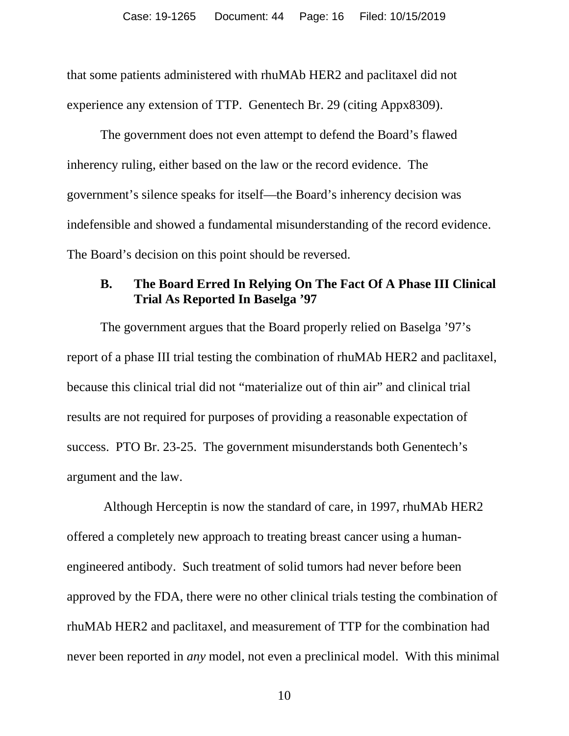that some patients administered with rhuMAb HER2 and paclitaxel did not experience any extension of TTP. Genentech Br. 29 (citing Appx8309).

The government does not even attempt to defend the Board's flawed inherency ruling, either based on the law or the record evidence. The government's silence speaks for itself—the Board's inherency decision was indefensible and showed a fundamental misunderstanding of the record evidence. The Board's decision on this point should be reversed.

### B. The Board Erred In Relying On The Fact Of A Phase III Clinical Trial As Reported In Baselga '97

The government argues that the Board properly relied on Baselga '97's report of a phase III trial testing the combination of rhuMAb HER2 and paclitaxel, because this clinical trial did not "materialize out of thin air" and clinical trial results are not required for purposes of providing a reasonable expectation of success. PTO Br. 23-25. The government misunderstands both Genentech's argument and the law.

Although Herceptin is now the standard of care, in 1997, rhuMAb HER2 offered a completely new approach to treating breast cancer using a human-engineered antibody. Such treatment of solid tumors had never before been approved by the FDA, there were no other clinical trials testing the combination of rhuMAb HER2 and paclitaxel, and measurement of TTP for the combination had never been reported in *any* model, not even a preclinical model. With this minimal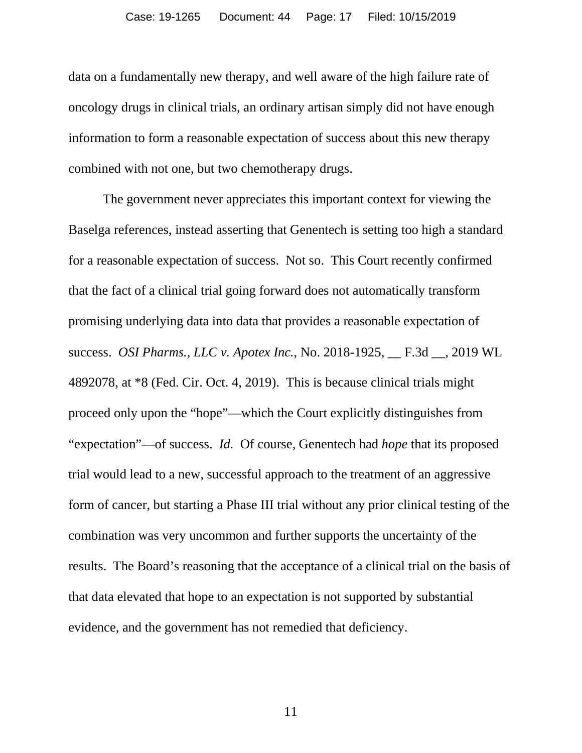data on a fundamentally new therapy, and well aware of the high failure rate of oncology drugs in clinical trials, an ordinary artisan simply did not have enough information to form a reasonable expectation of success about this new therapy combined with not one, but two chemotherapy drugs.

The government never appreciates this important context for viewing the Baselga references, instead asserting that Genentech is setting too high a standard for a reasonable expectation of success. Not so. This Court recently confirmed that the fact of a clinical trial going forward does not automatically transform promising underlying data into data that provides a reasonable expectation of success. *OSI Pharms., LLC v. Apotex Inc.*, No. 2018-1925, __ F.3d __, 2019 WL 4892078, at *8 (Fed. Cir. Oct. 4, 2019). This is because clinical trials might proceed only upon the "hope"—which the Court explicitly distinguishes from "expectation"—of success. *Id.* Of course, Genentech had *hope* that its proposed trial would lead to a new, successful approach to the treatment of an aggressive form of cancer, but starting a Phase III trial without any prior clinical testing of the combination was very uncommon and further supports the uncertainty of the results. The Board's reasoning that the acceptance of a clinical trial on the basis of that data elevated that hope to an expectation is not supported by substantial evidence, and the government has not remedied that deficiency.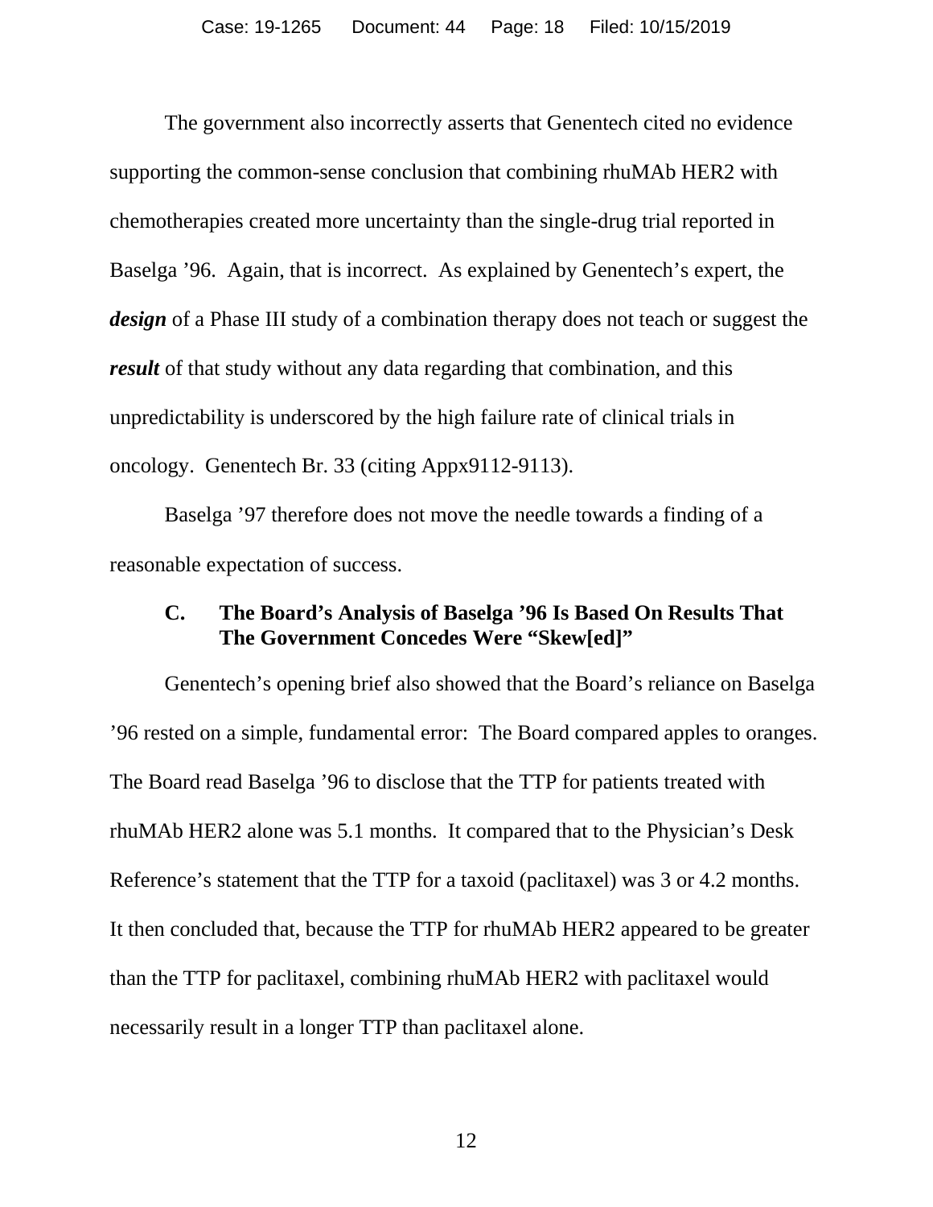The government also incorrectly asserts that Genentech cited no evidence supporting the common-sense conclusion that combining rhuMAb HER2 with chemotherapies created more uncertainty than the single-drug trial reported in Baselga '96. Again, that is incorrect. As explained by Genentech's expert, the ***design*** of a Phase III study of a combination therapy does not teach or suggest the ***result*** of that study without any data regarding that combination, and this unpredictability is underscored by the high failure rate of clinical trials in oncology. Genentech Br. 33 (citing Appx9112-9113).

Baselga '97 therefore does not move the needle towards a finding of a reasonable expectation of success.

### C. The Board's Analysis of Baselga '96 Is Based On Results That The Government Concedes Were "Skew[ed]"

Genentech's opening brief also showed that the Board's reliance on Baselga '96 rested on a simple, fundamental error: The Board compared apples to oranges. The Board read Baselga '96 to disclose that the TTP for patients treated with rhuMAb HER2 alone was 5.1 months. It compared that to the Physician's Desk Reference's statement that the TTP for a taxoid (paclitaxel) was 3 or 4.2 months. It then concluded that, because the TTP for rhuMAb HER2 appeared to be greater than the TTP for paclitaxel, combining rhuMAb HER2 with paclitaxel would necessarily result in a longer TTP than paclitaxel alone.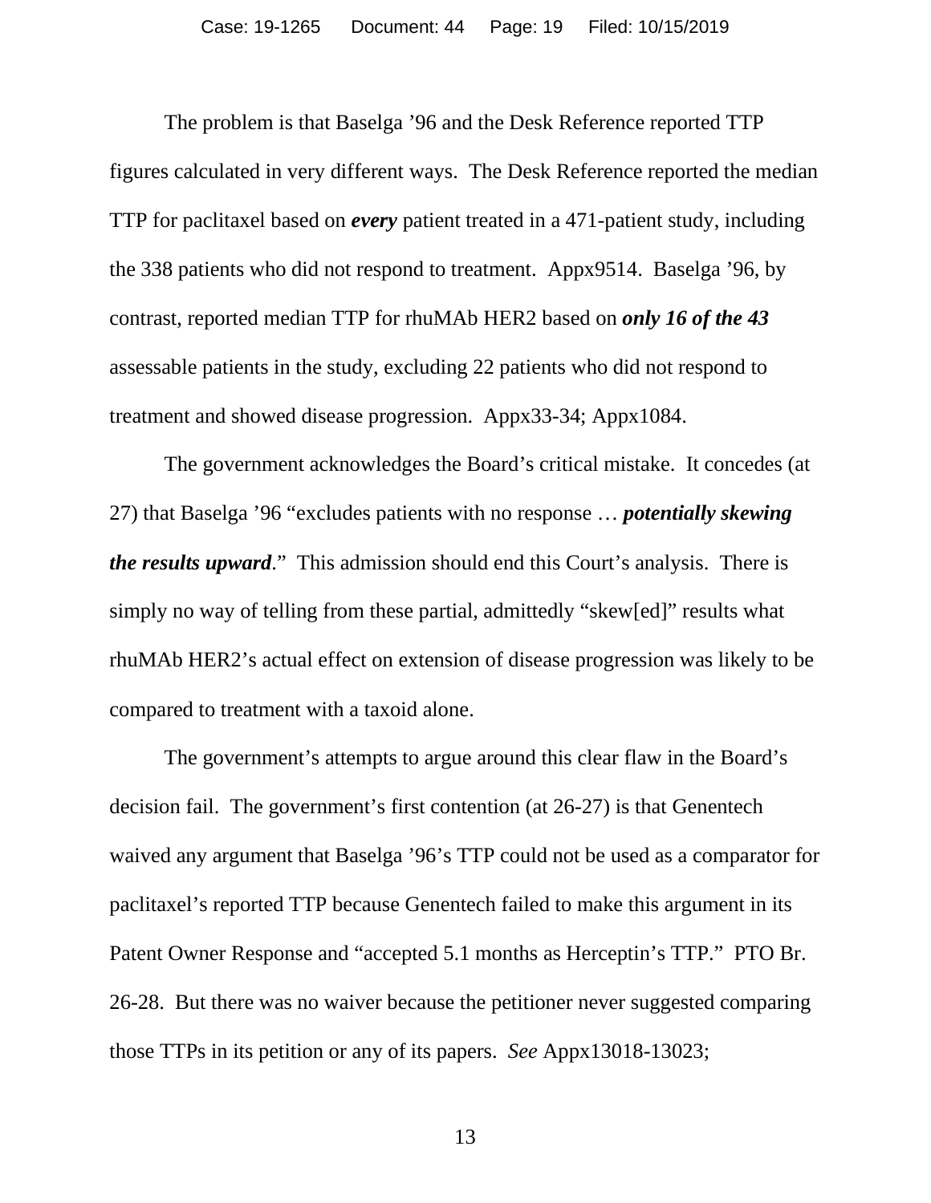The problem is that Baselga '96 and the Desk Reference reported TTP figures calculated in very different ways. The Desk Reference reported the median TTP for paclitaxel based on ***every*** patient treated in a 471-patient study, including the 338 patients who did not respond to treatment. Appx9514. Baselga '96, by contrast, reported median TTP for rhuMAb HER2 based on ***only 16 of the 43*** assessable patients in the study, excluding 22 patients who did not respond to treatment and showed disease progression. Appx33-34; Appx1084.

The government acknowledges the Board's critical mistake. It concedes (at 27) that Baselga '96 "excludes patients with no response … ***potentially skewing the results upward***." This admission should end this Court's analysis. There is simply no way of telling from these partial, admittedly "skew[ed]" results what rhuMAb HER2's actual effect on extension of disease progression was likely to be compared to treatment with a taxoid alone.

The government's attempts to argue around this clear flaw in the Board's decision fail. The government's first contention (at 26-27) is that Genentech waived any argument that Baselga '96's TTP could not be used as a comparator for paclitaxel's reported TTP because Genentech failed to make this argument in its Patent Owner Response and "accepted 5.1 months as Herceptin's TTP." PTO Br. 26-28. But there was no waiver because the petitioner never suggested comparing those TTPs in its petition or any of its papers. *See* Appx13018-13023;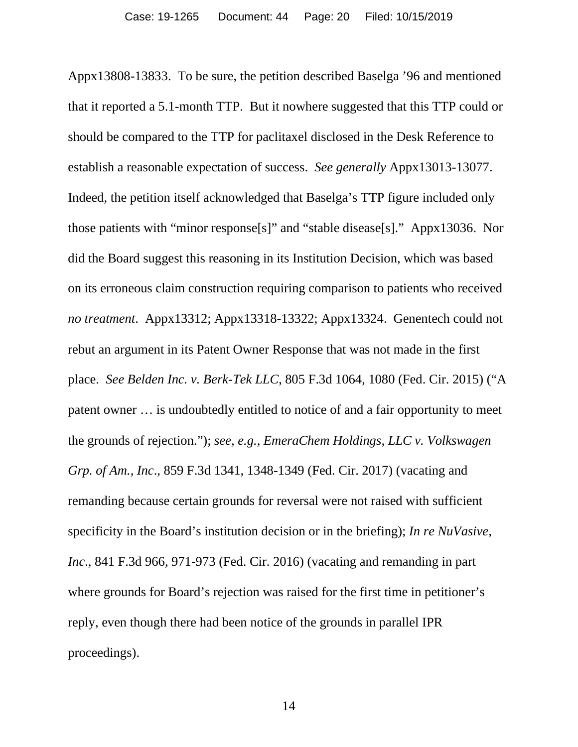Appx13808-13833. To be sure, the petition described Baselga ’96 and mentioned that it reported a 5.1-month TTP. But it nowhere suggested that this TTP could or should be compared to the TTP for paclitaxel disclosed in the Desk Reference to establish a reasonable expectation of success. *See generally* Appx13013-13077. Indeed, the petition itself acknowledged that Baselga’s TTP figure included only those patients with “minor response[s]” and “stable disease[s].” Appx13036. Nor did the Board suggest this reasoning in its Institution Decision, which was based on its erroneous claim construction requiring comparison to patients who received *no treatment*. Appx13312; Appx13318-13322; Appx13324. Genentech could not rebut an argument in its Patent Owner Response that was not made in the first place. *See Belden Inc. v. Berk-Tek LLC*, 805 F.3d 1064, 1080 (Fed. Cir. 2015) (“A patent owner … is undoubtedly entitled to notice of and a fair opportunity to meet the grounds of rejection.”); *see, e.g.*, *EmeraChem Holdings, LLC v. Volkswagen Grp. of Am., Inc*., 859 F.3d 1341, 1348-1349 (Fed. Cir. 2017) (vacating and remanding because certain grounds for reversal were not raised with sufficient specificity in the Board’s institution decision or in the briefing); *In re NuVasive, Inc*., 841 F.3d 966, 971-973 (Fed. Cir. 2016) (vacating and remanding in part where grounds for Board’s rejection was raised for the first time in petitioner’s reply, even though there had been notice of the grounds in parallel IPR proceedings).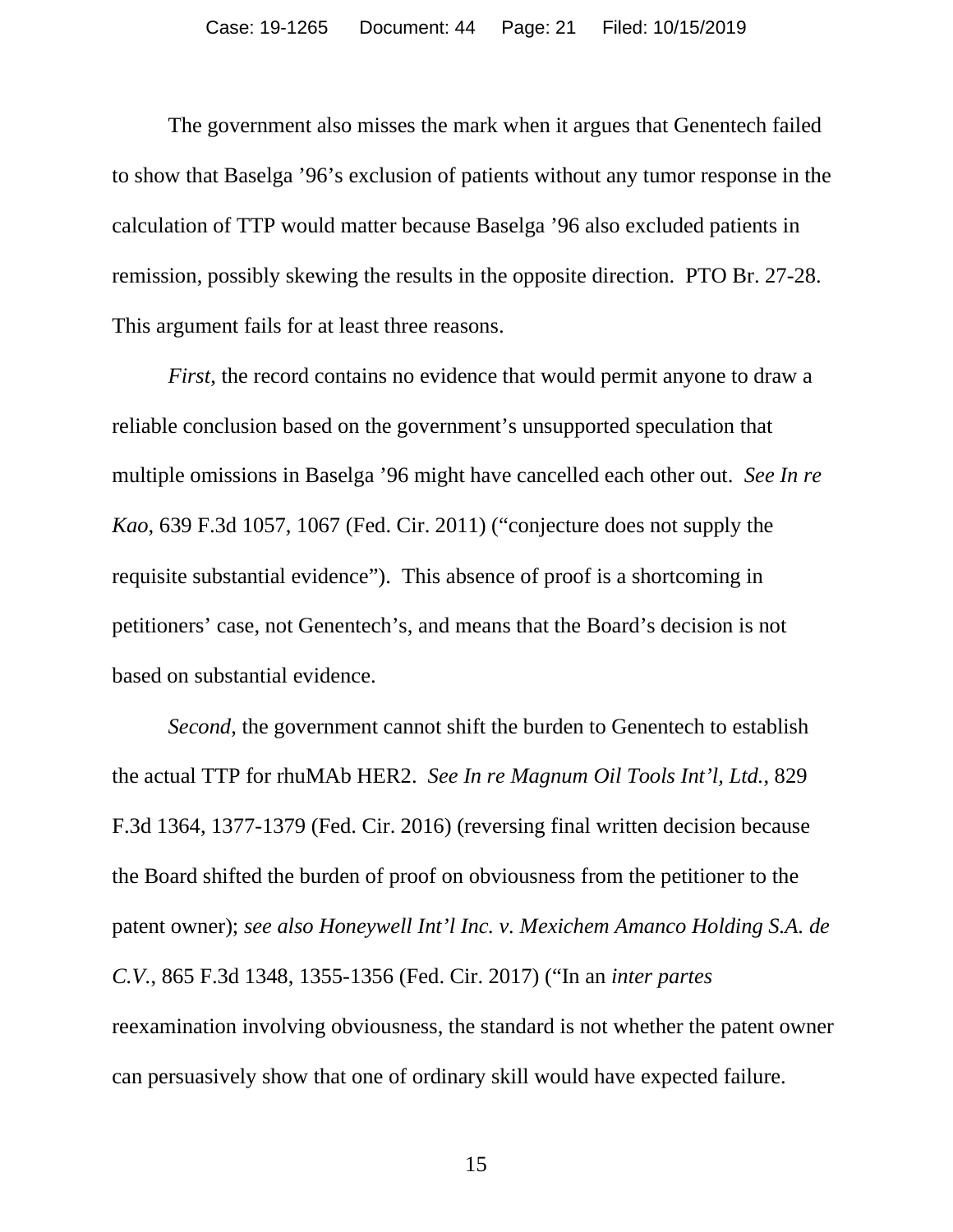The government also misses the mark when it argues that Genentech failed to show that Baselga '96's exclusion of patients without any tumor response in the calculation of TTP would matter because Baselga '96 also excluded patients in remission, possibly skewing the results in the opposite direction. PTO Br. 27-28. This argument fails for at least three reasons.

*First*, the record contains no evidence that would permit anyone to draw a reliable conclusion based on the government's unsupported speculation that multiple omissions in Baselga '96 might have cancelled each other out. *See In re Kao*, 639 F.3d 1057, 1067 (Fed. Cir. 2011) ("conjecture does not supply the requisite substantial evidence"). This absence of proof is a shortcoming in petitioners' case, not Genentech's, and means that the Board's decision is not based on substantial evidence.

*Second*, the government cannot shift the burden to Genentech to establish the actual TTP for rhuMAb HER2. *See In re Magnum Oil Tools Int'l, Ltd.*, 829 F.3d 1364, 1377-1379 (Fed. Cir. 2016) (reversing final written decision because the Board shifted the burden of proof on obviousness from the petitioner to the patent owner); *see also Honeywell Int'l Inc. v. Mexichem Amanco Holding S.A. de C.V.*, 865 F.3d 1348, 1355-1356 (Fed. Cir. 2017) ("In an *inter partes* reexamination involving obviousness, the standard is not whether the patent owner can persuasively show that one of ordinary skill would have expected failure.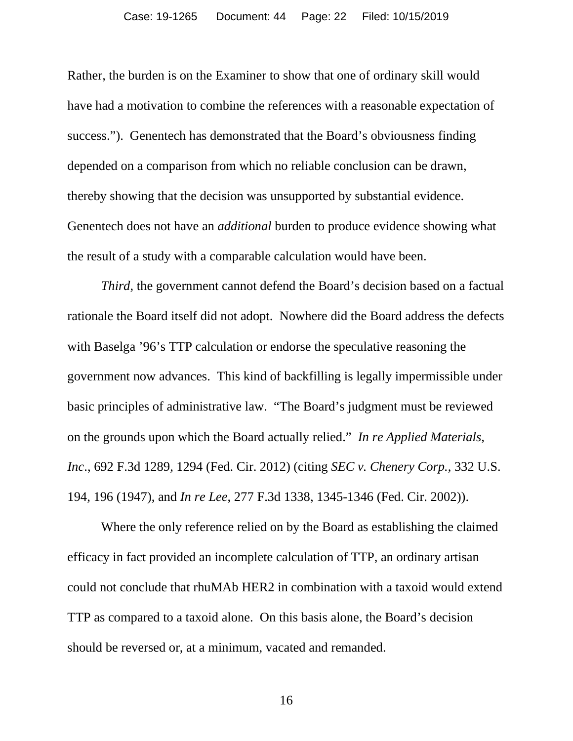Rather, the burden is on the Examiner to show that one of ordinary skill would have had a motivation to combine the references with a reasonable expectation of success.”). Genentech has demonstrated that the Board’s obviousness finding depended on a comparison from which no reliable conclusion can be drawn, thereby showing that the decision was unsupported by substantial evidence. Genentech does not have an *additional* burden to produce evidence showing what the result of a study with a comparable calculation would have been.

*Third*, the government cannot defend the Board’s decision based on a factual rationale the Board itself did not adopt. Nowhere did the Board address the defects with Baselga ’96’s TTP calculation or endorse the speculative reasoning the government now advances. This kind of backfilling is legally impermissible under basic principles of administrative law. “The Board’s judgment must be reviewed on the grounds upon which the Board actually relied.” *In re Applied Materials, Inc.*, 692 F.3d 1289, 1294 (Fed. Cir. 2012) (citing *SEC v. Chenery Corp.*, 332 U.S. 194, 196 (1947), and *In re Lee*, 277 F.3d 1338, 1345-1346 (Fed. Cir. 2002)).

Where the only reference relied on by the Board as establishing the claimed efficacy in fact provided an incomplete calculation of TTP, an ordinary artisan could not conclude that rhuMAb HER2 in combination with a taxoid would extend TTP as compared to a taxoid alone. On this basis alone, the Board’s decision should be reversed or, at a minimum, vacated and remanded.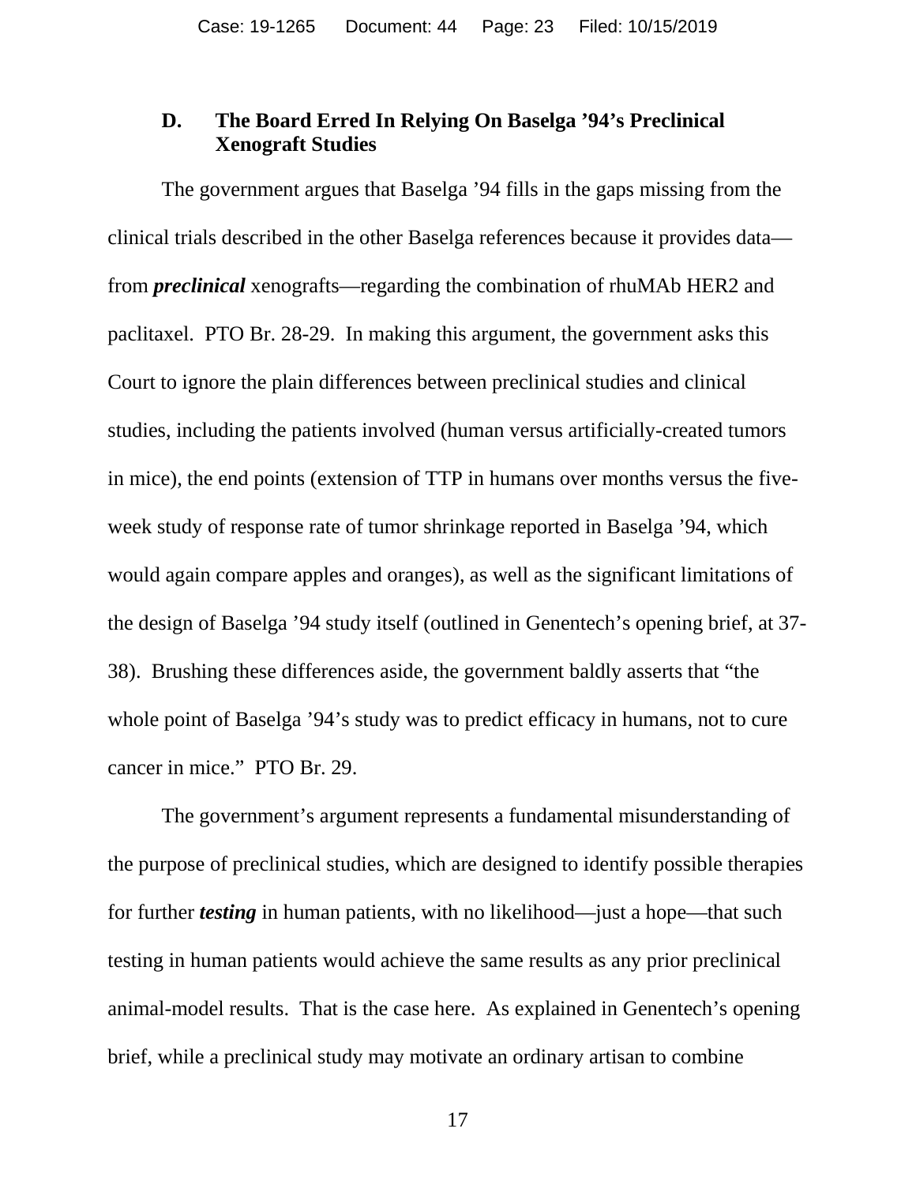### D. The Board Erred In Relying On Baselga '94's Preclinical Xenograft Studies

The government argues that Baselga '94 fills in the gaps missing from the clinical trials described in the other Baselga references because it provides data—from ***preclinical*** xenografts—regarding the combination of rhuMAb HER2 and paclitaxel. PTO Br. 28-29. In making this argument, the government asks this Court to ignore the plain differences between preclinical studies and clinical studies, including the patients involved (human versus artificially-created tumors in mice), the end points (extension of TTP in humans over months versus the five-week study of response rate of tumor shrinkage reported in Baselga '94, which would again compare apples and oranges), as well as the significant limitations of the design of Baselga '94 study itself (outlined in Genentech's opening brief, at 37-38). Brushing these differences aside, the government baldly asserts that "the whole point of Baselga '94's study was to predict efficacy in humans, not to cure cancer in mice." PTO Br. 29.

The government's argument represents a fundamental misunderstanding of the purpose of preclinical studies, which are designed to identify possible therapies for further ***testing*** in human patients, with no likelihood—just a hope—that such testing in human patients would achieve the same results as any prior preclinical animal-model results. That is the case here. As explained in Genentech's opening brief, while a preclinical study may motivate an ordinary artisan to combine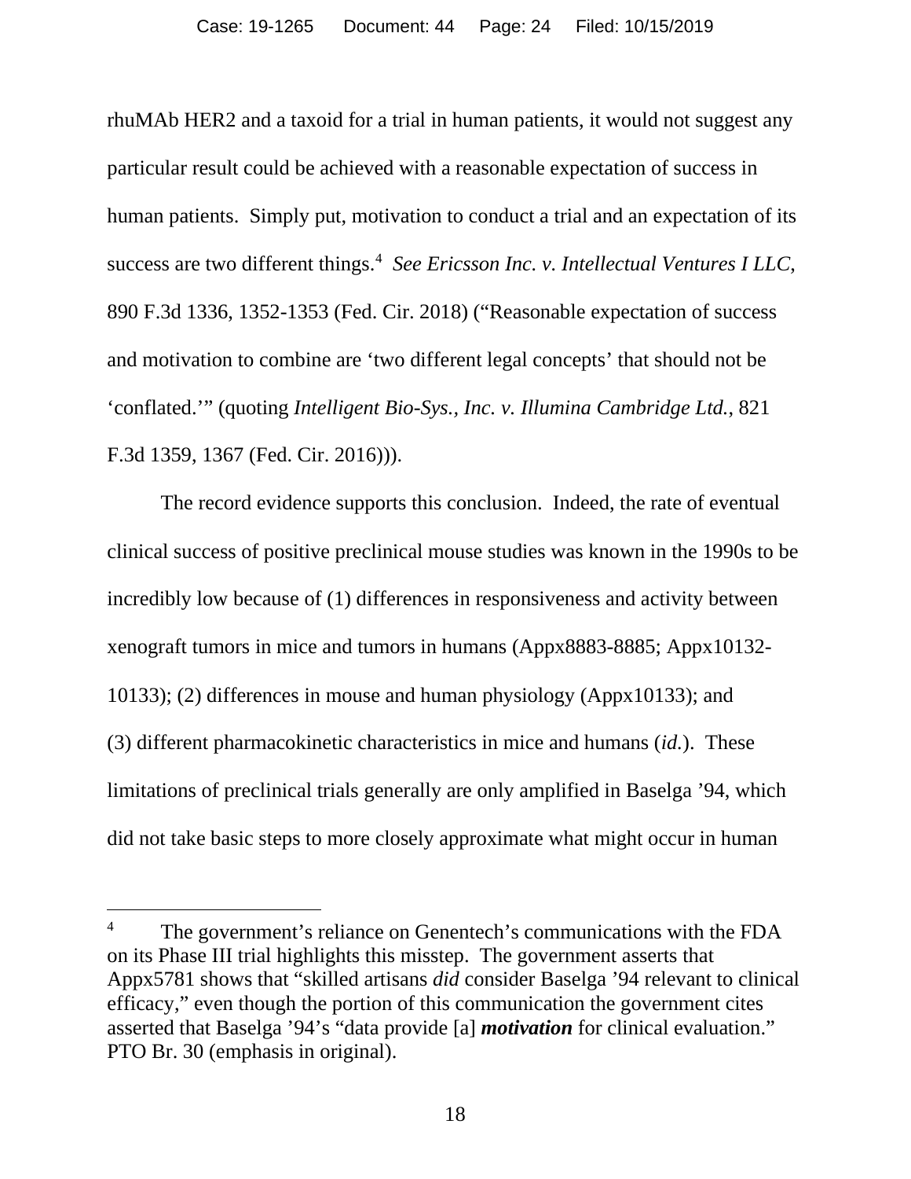rhuMAb HER2 and a taxoid for a trial in human patients, it would not suggest any particular result could be achieved with a reasonable expectation of success in human patients. Simply put, motivation to conduct a trial and an expectation of its success are two different things.[4] *See Ericsson Inc. v. Intellectual Ventures I LLC*, 890 F.3d 1336, 1352-1353 (Fed. Cir. 2018) ("Reasonable expectation of success and motivation to combine are 'two different legal concepts' that should not be 'conflated.'" (quoting *Intelligent Bio-Sys., Inc. v. Illumina Cambridge Ltd.*, 821 F.3d 1359, 1367 (Fed. Cir. 2016))).

The record evidence supports this conclusion. Indeed, the rate of eventual clinical success of positive preclinical mouse studies was known in the 1990s to be incredibly low because of (1) differences in responsiveness and activity between xenograft tumors in mice and tumors in humans (Appx8883-8885; Appx10132-10133); (2) differences in mouse and human physiology (Appx10133); and (3) different pharmacokinetic characteristics in mice and humans (*id.*). These limitations of preclinical trials generally are only amplified in Baselga '94, which did not take basic steps to more closely approximate what might occur in human

[4] The government's reliance on Genentech's communications with the FDA on its Phase III trial highlights this misstep. The government asserts that Appx5781 shows that "skilled artisans *did* consider Baselga '94 relevant to clinical efficacy," even though the portion of this communication the government cites asserted that Baselga '94's "data provide [a] ***motivation*** for clinical evaluation." PTO Br. 30 (emphasis in original).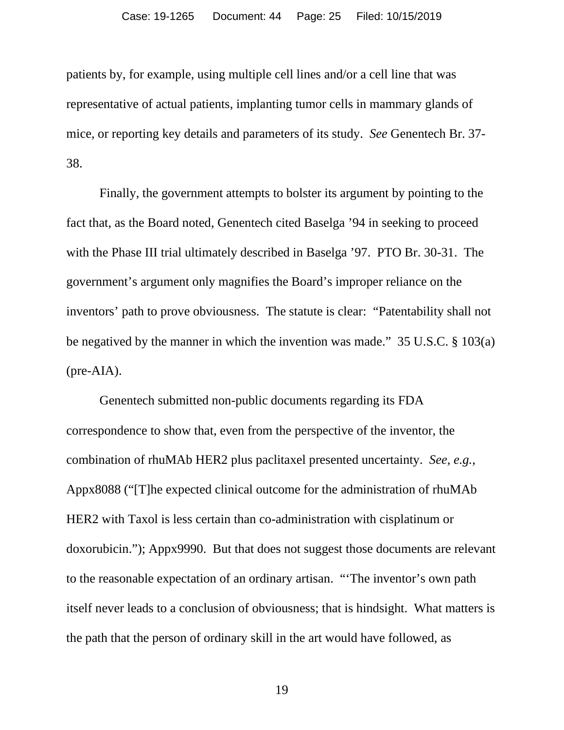patients by, for example, using multiple cell lines and/or a cell line that was representative of actual patients, implanting tumor cells in mammary glands of mice, or reporting key details and parameters of its study. *See* Genentech Br. 37-38.

Finally, the government attempts to bolster its argument by pointing to the fact that, as the Board noted, Genentech cited Baselga ’94 in seeking to proceed with the Phase III trial ultimately described in Baselga ’97. PTO Br. 30-31. The government’s argument only magnifies the Board’s improper reliance on the inventors’ path to prove obviousness. The statute is clear: “Patentability shall not be negatived by the manner in which the invention was made.” 35 U.S.C. § 103(a) (pre-AIA).

Genentech submitted non-public documents regarding its FDA correspondence to show that, even from the perspective of the inventor, the combination of rhuMAb HER2 plus paclitaxel presented uncertainty. *See, e.g.*, Appx8088 (“[T]he expected clinical outcome for the administration of rhuMAb HER2 with Taxol is less certain than co-administration with cisplatinum or doxorubicin.”); Appx9990. But that does not suggest those documents are relevant to the reasonable expectation of an ordinary artisan. “‘The inventor’s own path itself never leads to a conclusion of obviousness; that is hindsight. What matters is the path that the person of ordinary skill in the art would have followed, as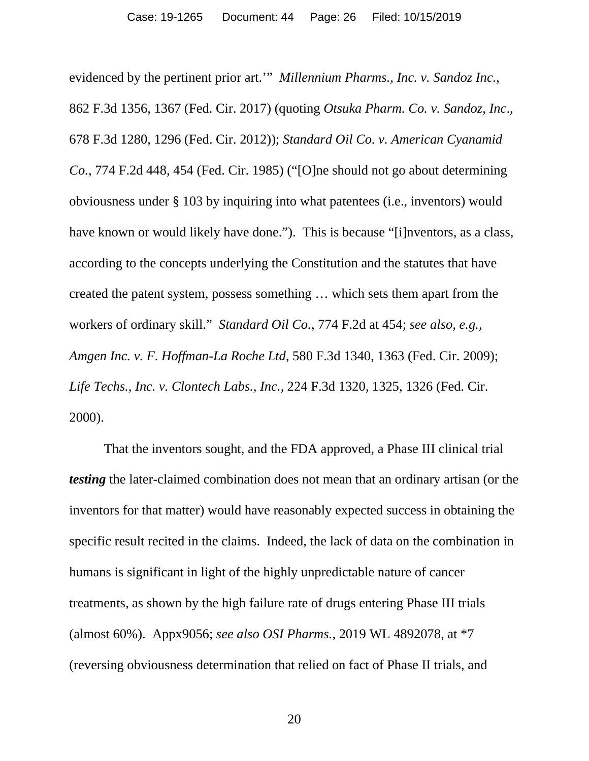evidenced by the pertinent prior art.'" *Millennium Pharms., Inc. v. Sandoz Inc.*, 862 F.3d 1356, 1367 (Fed. Cir. 2017) (quoting *Otsuka Pharm. Co. v. Sandoz, Inc*., 678 F.3d 1280, 1296 (Fed. Cir. 2012)); *Standard Oil Co. v. American Cyanamid Co.*, 774 F.2d 448, 454 (Fed. Cir. 1985) ("[O]ne should not go about determining obviousness under § 103 by inquiring into what patentees (i.e., inventors) would have known or would likely have done."). This is because "[i]nventors, as a class, according to the concepts underlying the Constitution and the statutes that have created the patent system, possess something … which sets them apart from the workers of ordinary skill." *Standard Oil Co.*, 774 F.2d at 454; *see also, e.g.*, *Amgen Inc. v. F. Hoffman-La Roche Ltd*, 580 F.3d 1340, 1363 (Fed. Cir. 2009); *Life Techs., Inc. v. Clontech Labs., Inc.*, 224 F.3d 1320, 1325, 1326 (Fed. Cir. 2000).

That the inventors sought, and the FDA approved, a Phase III clinical trial ***testing*** the later-claimed combination does not mean that an ordinary artisan (or the inventors for that matter) would have reasonably expected success in obtaining the specific result recited in the claims. Indeed, the lack of data on the combination in humans is significant in light of the highly unpredictable nature of cancer treatments, as shown by the high failure rate of drugs entering Phase III trials (almost 60%). Appx9056; *see also OSI Pharms.*, 2019 WL 4892078, at *7 (reversing obviousness determination that relied on fact of Phase II trials, and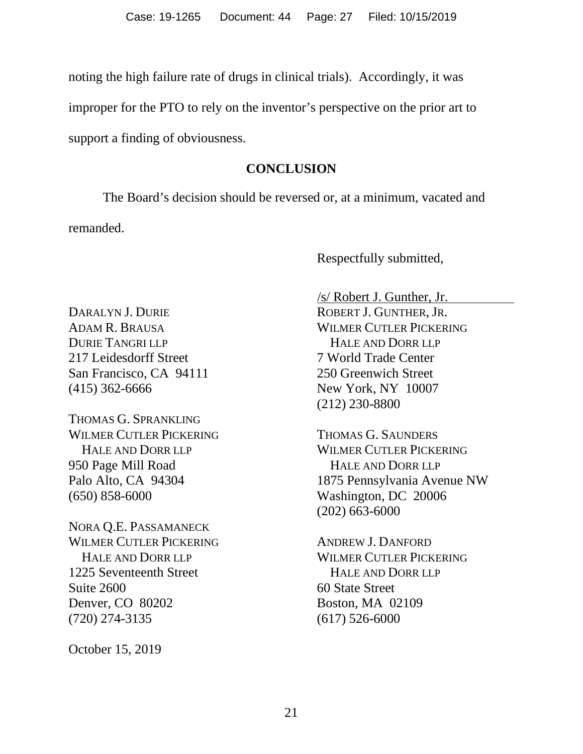noting the high failure rate of drugs in clinical trials). Accordingly, it was improper for the PTO to rely on the inventor's perspective on the prior art to support a finding of obviousness.

## CONCLUSION

The Board's decision should be reversed or, at a minimum, vacated and remanded.

Respectfully submitted,

/s/ Robert J. Gunther, Jr.
ROBERT J. GUNTHER, JR.
WILMER CUTLER PICKERING
HALE AND DORR LLP
7 World Trade Center
250 Greenwich Street
New York, NY 10007
(212) 230-8800

THOMAS G. SAUNDERS
WILMER CUTLER PICKERING
HALE AND DORR LLP
1875 Pennsylvania Avenue NW
Washington, DC 20006
(202) 663-6000

ANDREW J. DANFORD
WILMER CUTLER PICKERING
HALE AND DORR LLP
60 State Street
Boston, MA 02109
(617) 526-6000

DARALYN J. DURIE
ADAM R. BRAUSA
DURIE TANGRI LLP
217 Leidesdorff Street
San Francisco, CA 94111
(415) 362-6666

THOMAS G. SPRANKLING
WILMER CUTLER PICKERING
HALE AND DORR LLP
950 Page Mill Road
Palo Alto, CA 94304
(650) 858-6000

NORA Q.E. PASSAMANECK
WILMER CUTLER PICKERING
HALE AND DORR LLP
1225 Seventeenth Street
Suite 2600
Denver, CO 80202
(720) 274-3135

October 15, 2019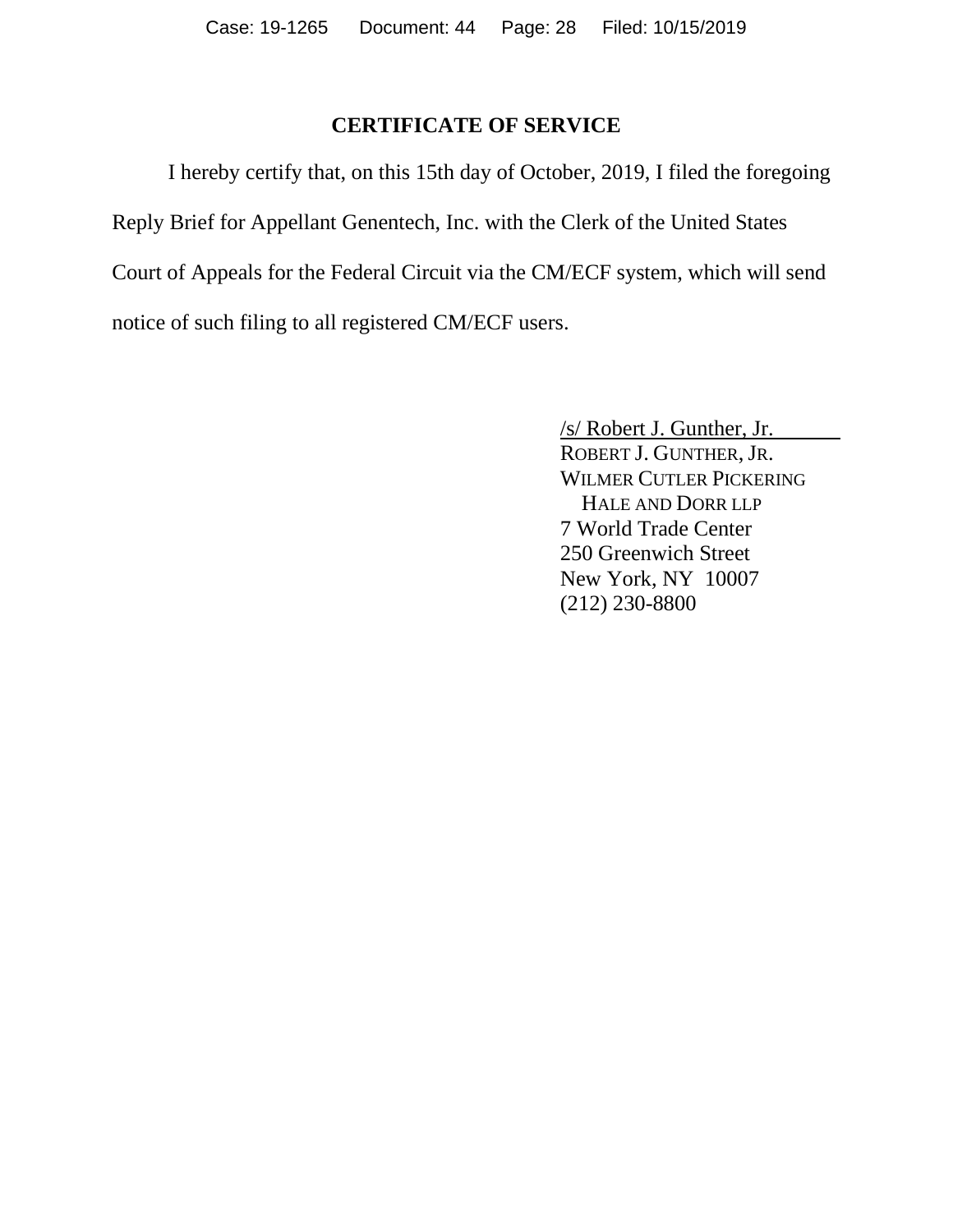## CERTIFICATE OF SERVICE

I hereby certify that, on this 15th day of October, 2019, I filed the foregoing Reply Brief for Appellant Genentech, Inc. with the Clerk of the United States Court of Appeals for the Federal Circuit via the CM/ECF system, which will send notice of such filing to all registered CM/ECF users.

/s/ Robert J. Gunther, Jr.
ROBERT J. GUNTHER, JR.
WILMER CUTLER PICKERING
HALE AND DORR LLP
7 World Trade Center
250 Greenwich Street
New York, NY 10007
(212) 230-8800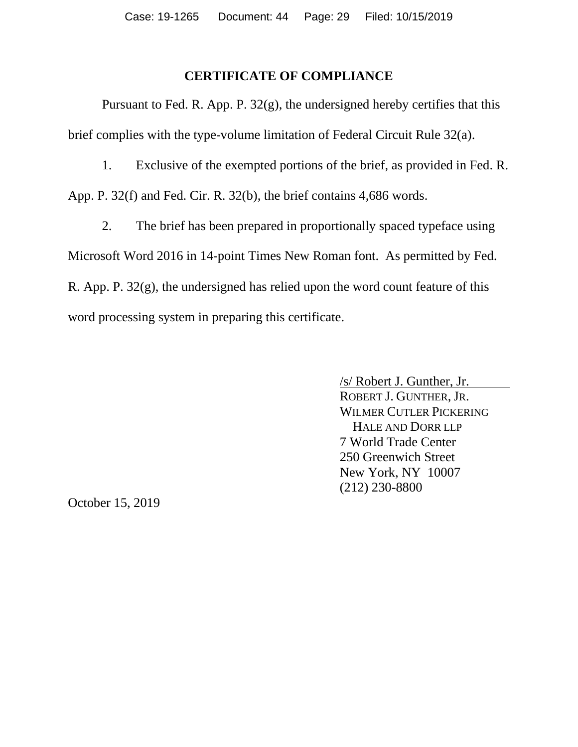# CERTIFICATE OF COMPLIANCE

Pursuant to Fed. R. App. P. 32(g), the undersigned hereby certifies that this brief complies with the type-volume limitation of Federal Circuit Rule 32(a).

1. Exclusive of the exempted portions of the brief, as provided in Fed. R. App. P. 32(f) and Fed. Cir. R. 32(b), the brief contains 4,686 words.

2. The brief has been prepared in proportionally spaced typeface using Microsoft Word 2016 in 14-point Times New Roman font. As permitted by Fed. R. App. P. 32(g), the undersigned has relied upon the word count feature of this word processing system in preparing this certificate.

/s/ Robert J. Gunther, Jr.
ROBERT J. GUNTHER, JR.
WILMER CUTLER PICKERING
HALE AND DORR LLP
7 World Trade Center
250 Greenwich Street
New York, NY 10007
(212) 230-8800

October 15, 2019